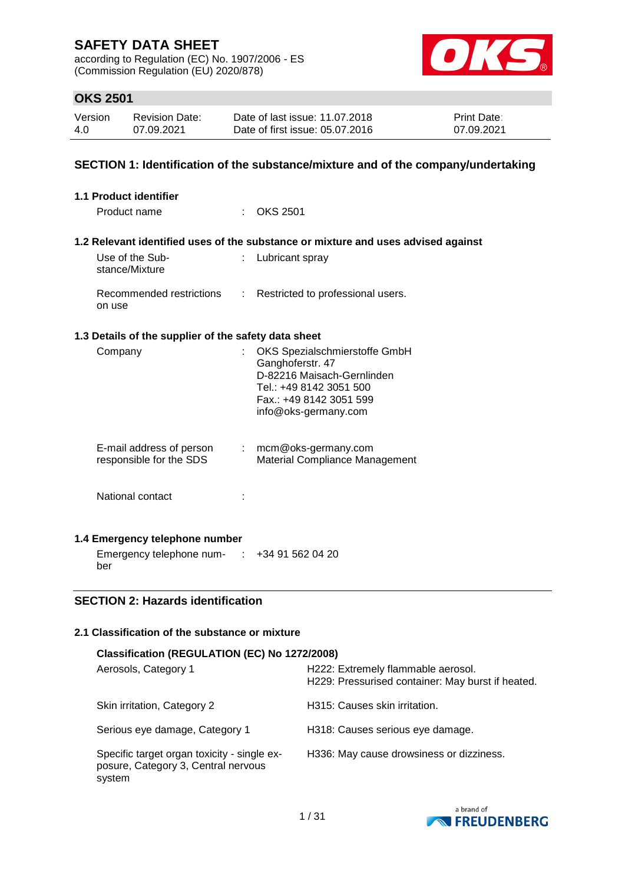# SAFETY DATA SHEET

according to Regulation (EC) No. 1907/2006 - ES
(Commission Regulation (EU) 2020/878)

## OKS 2501

| Version | Revision Date: | Date of last issue: 11.07.2018 | Print Date: |
|---|---|---|---|
| 4.0 | 07.09.2021 | Date of first issue: 05.07.2016 | 07.09.2021 |

## SECTION 1: Identification of the substance/mixture and of the company/undertaking

### 1.1 Product identifier

Product name : OKS 2501

### 1.2 Relevant identified uses of the substance or mixture and uses advised against

Use of the Substance/Mixture : Lubricant spray

Recommended restrictions on use : Restricted to professional users.

### 1.3 Details of the supplier of the safety data sheet

Company : OKS Spezialschmierstoffe GmbH
Ganghoferstr. 47
D-82216 Maisach-Gernlinden
Tel.: +49 8142 3051 500
Fax.: +49 8142 3051 599
info@oks-germany.com

E-mail address of person responsible for the SDS : mcm@oks-germany.com
Material Compliance Management

National contact :

### 1.4 Emergency telephone number

Emergency telephone number : +34 91 562 04 20

## SECTION 2: Hazards identification

### 2.1 Classification of the substance or mixture

**Classification (REGULATION (EC) No 1272/2008)**

| | |
|---|---|
| Aerosols, Category 1 | H222: Extremely flammable aerosol.<br>H229: Pressurised container: May burst if heated. |
| Skin irritation, Category 2 | H315: Causes skin irritation. |
| Serious eye damage, Category 1 | H318: Causes serious eye damage. |
| Specific target organ toxicity - single exposure, Category 3, Central nervous system | H336: May cause drowsiness or dizziness. |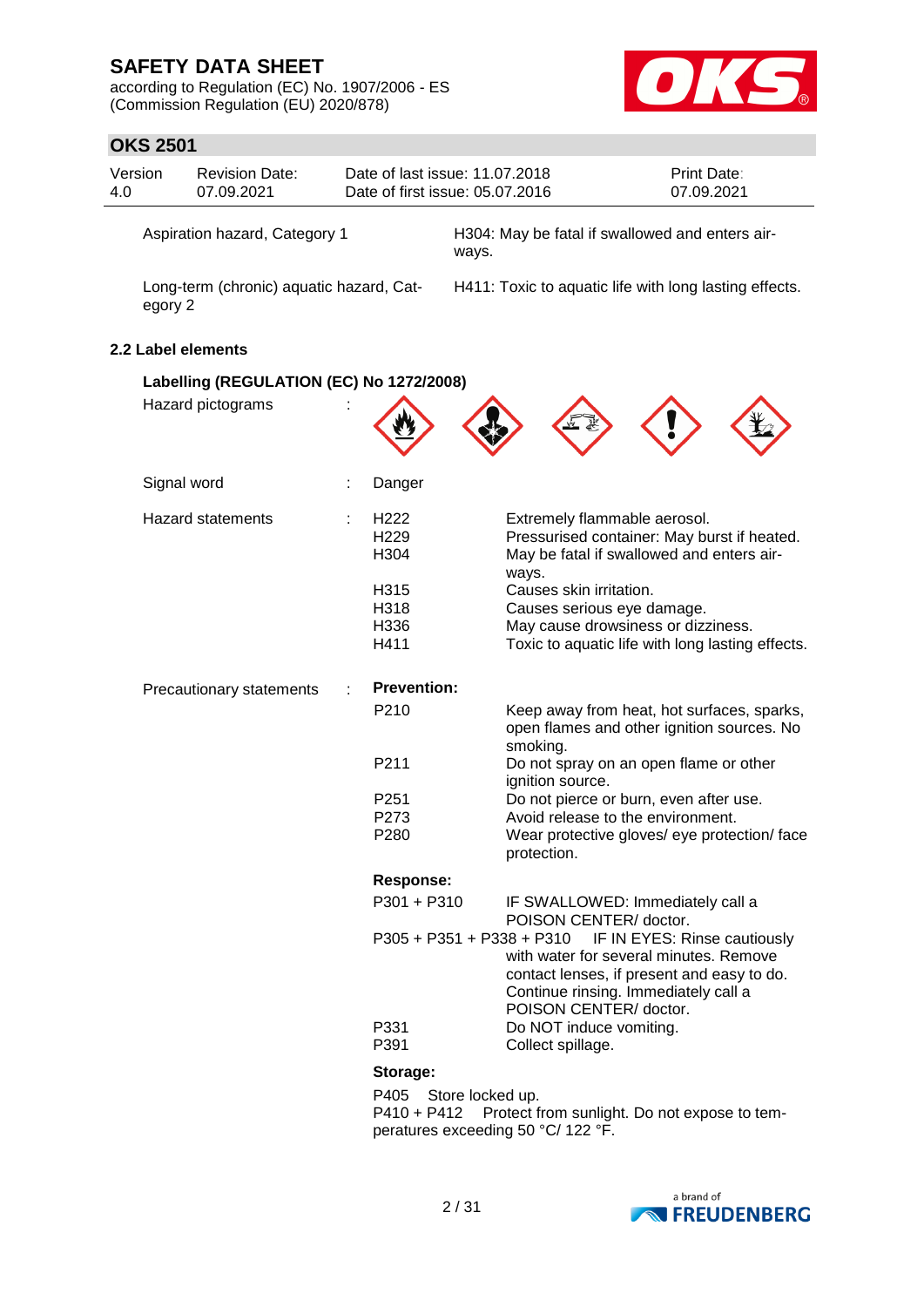| | |
|---|---|
| Aspiration hazard, Category 1 | H304: May be fatal if swallowed and enters airways. |
| Long-term (chronic) aquatic hazard, Category 2 | H411: Toxic to aquatic life with long lasting effects. |

### 2.2 Label elements

**Labelling (REGULATION (EC) No 1272/2008)**

Hazard pictograms :

Signal word : Danger

Hazard statements :

| | |
|---|---|
| H222 | Extremely flammable aerosol. |
| H229 | Pressurised container: May burst if heated. |
| H304 | May be fatal if swallowed and enters airways. |
| H315 | Causes skin irritation. |
| H318 | Causes serious eye damage. |
| H336 | May cause drowsiness or dizziness. |
| H411 | Toxic to aquatic life with long lasting effects. |

Precautionary statements :

**Prevention:**

| | |
|---|---|
| P210 | Keep away from heat, hot surfaces, sparks, open flames and other ignition sources. No smoking. |
| P211 | Do not spray on an open flame or other ignition source. |
| P251 | Do not pierce or burn, even after use. |
| P273 | Avoid release to the environment. |
| P280 | Wear protective gloves/ eye protection/ face protection. |

**Response:**

| | |
|---|---|
| P301 + P310 | IF SWALLOWED: Immediately call a POISON CENTER/ doctor. |
| P305 + P351 + P338 + P310 | IF IN EYES: Rinse cautiously with water for several minutes. Remove contact lenses, if present and easy to do. Continue rinsing. Immediately call a POISON CENTER/ doctor. |
| P331 | Do NOT induce vomiting. |
| P391 | Collect spillage. |

**Storage:**

P405 Store locked up.

P410 + P412 Protect from sunlight. Do not expose to temperatures exceeding 50 °C/ 122 °F.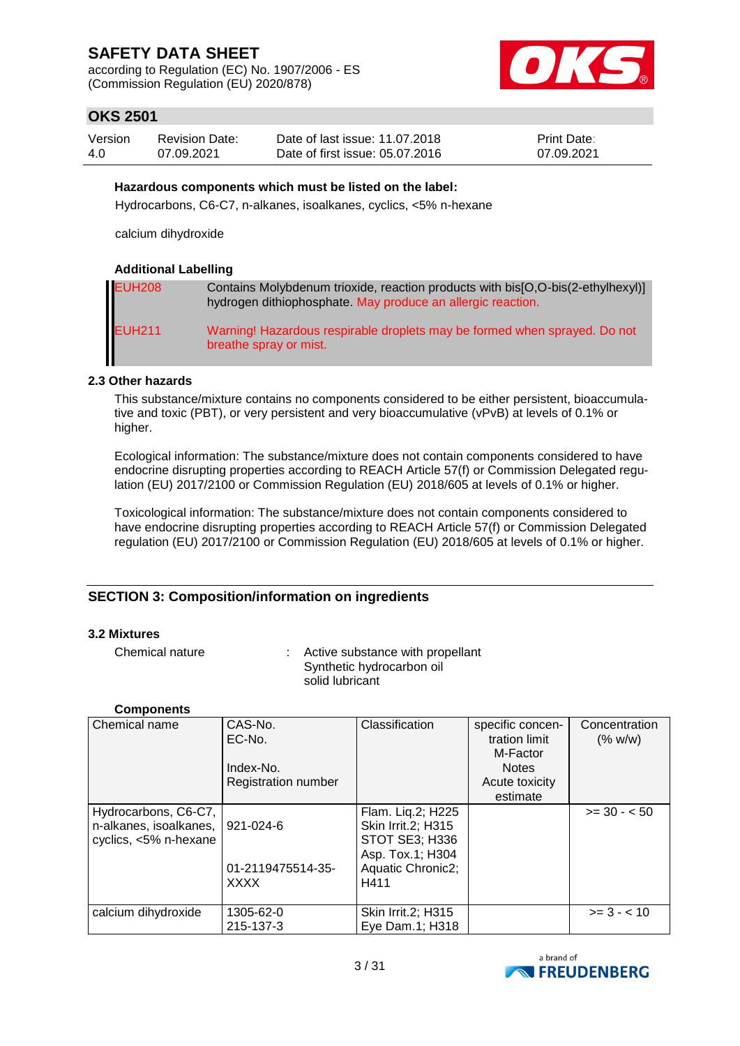**Hazardous components which must be listed on the label:**

Hydrocarbons, C6-C7, n-alkanes, isoalkanes, cyclics, <5% n-hexane

calcium dihydroxide

**Additional Labelling**

| | |
|---|---|
| EUH208 | Contains Molybdenum trioxide, reaction products with bis[O,O-bis(2-ethylhexyl)] hydrogen dithiophosphate. May produce an allergic reaction. |
| EUH211 | Warning! Hazardous respirable droplets may be formed when sprayed. Do not breathe spray or mist. |

### 2.3 Other hazards

This substance/mixture contains no components considered to be either persistent, bioaccumulative and toxic (PBT), or very persistent and very bioaccumulative (vPvB) at levels of 0.1% or higher.

Ecological information: The substance/mixture does not contain components considered to have endocrine disrupting properties according to REACH Article 57(f) or Commission Delegated regulation (EU) 2017/2100 or Commission Regulation (EU) 2018/605 at levels of 0.1% or higher.

Toxicological information: The substance/mixture does not contain components considered to have endocrine disrupting properties according to REACH Article 57(f) or Commission Delegated regulation (EU) 2017/2100 or Commission Regulation (EU) 2018/605 at levels of 0.1% or higher.

## SECTION 3: Composition/information on ingredients

### 3.2 Mixtures

Chemical nature : Active substance with propellant
Synthetic hydrocarbon oil
solid lubricant

**Components**

| Chemical name | CAS-No.<br>EC-No.<br>Index-No.<br>Registration number | Classification | specific concentration limit<br>M-Factor<br>Notes<br>Acute toxicity estimate | Concentration (% w/w) |
|---|---|---|---|---|
| Hydrocarbons, C6-C7, n-alkanes, isoalkanes, cyclics, <5% n-hexane | 921-024-6<br><br>01-2119475514-35-XXXX | Flam. Liq.2; H225<br>Skin Irrit.2; H315<br>STOT SE3; H336<br>Asp. Tox.1; H304<br>Aquatic Chronic2; H411 | | >= 30 - < 50 |
| calcium dihydroxide | 1305-62-0<br>215-137-3 | Skin Irrit.2; H315<br>Eye Dam.1; H318 | | >= 3 - < 10 |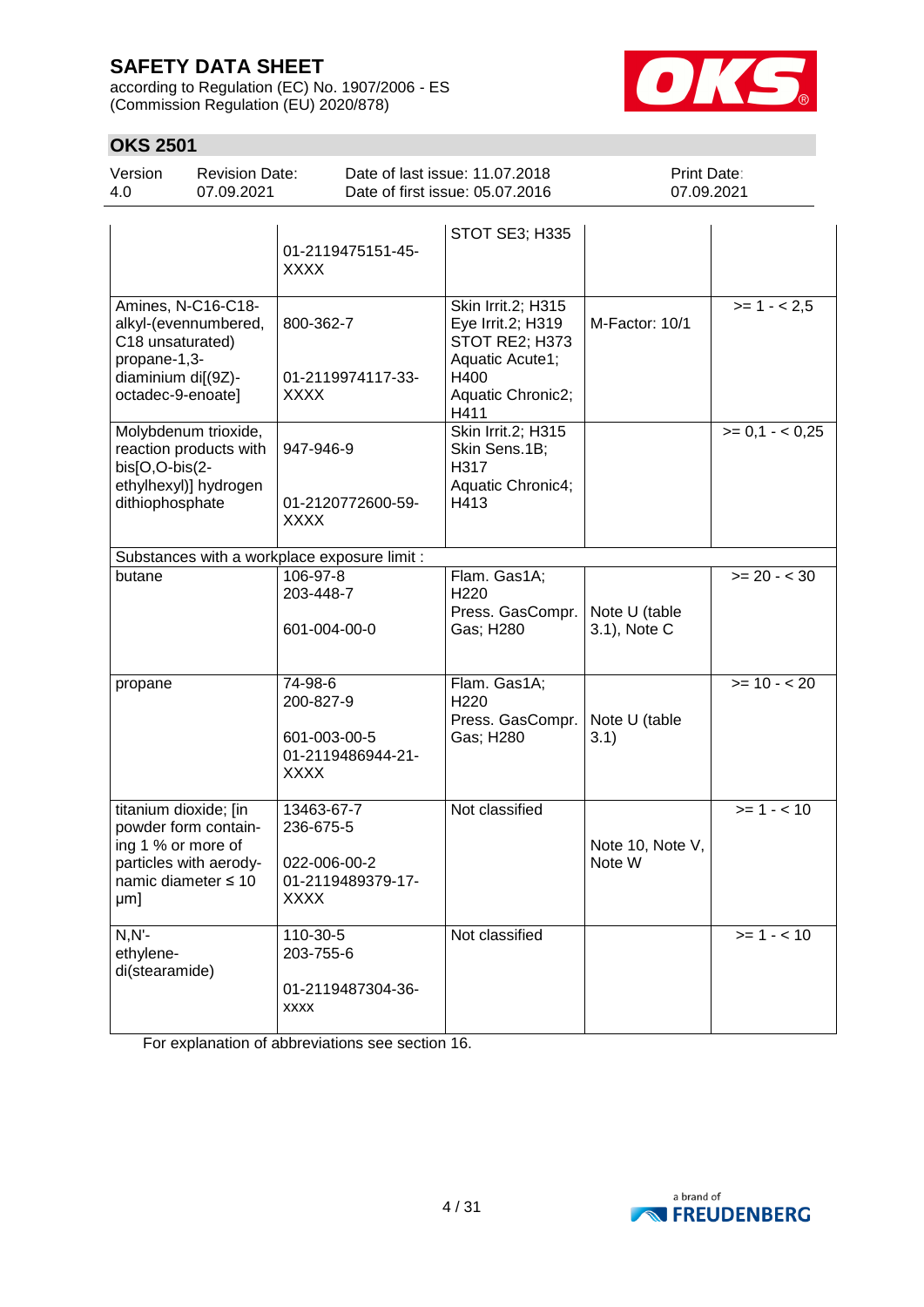| | | | | |
|---|---|---|---|---|
| | 01-2119475151-45-XXXX | STOT SE3; H335 | | |
| Amines, N-C16-C18-alkyl-(evennumbered, C18 unsaturated) propane-1,3-diaminium di[(9Z)-octadec-9-enoate] | 800-362-7<br><br>01-2119974117-33-XXXX | Skin Irrit.2; H315<br>Eye Irrit.2; H319<br>STOT RE2; H373<br>Aquatic Acute1; H400<br>Aquatic Chronic2; H411 | M-Factor: 10/1 | >= 1 - < 2,5 |
| Molybdenum trioxide, reaction products with bis[O,O-bis(2-ethylhexyl)] hydrogen dithiophosphate | 947-946-9<br><br>01-2120772600-59-XXXX | Skin Irrit.2; H315<br>Skin Sens.1B; H317<br>Aquatic Chronic4; H413 | | >= 0,1 - < 0,25 |
| Substances with a workplace exposure limit : | | | | |
| butane | 106-97-8<br>203-448-7<br><br>601-004-00-0 | Flam. Gas1A; H220<br>Press. GasCompr. Gas; H280 | Note U (table 3.1), Note C | >= 20 - < 30 |
| propane | 74-98-6<br>200-827-9<br><br>601-003-00-5<br>01-2119486944-21-XXXX | Flam. Gas1A; H220<br>Press. GasCompr. Gas; H280 | Note U (table 3.1) | >= 10 - < 20 |
| titanium dioxide; [in powder form containing 1 % or more of particles with aerodynamic diameter ≤ 10 μm] | 13463-67-7<br>236-675-5<br><br>022-006-00-2<br>01-2119489379-17-XXXX | Not classified | Note 10, Note V, Note W | >= 1 - < 10 |
| N,N'-ethylene-di(stearamide) | 110-30-5<br>203-755-6<br><br>01-2119487304-36-XXXX | Not classified | | >= 1 - < 10 |

For explanation of abbreviations see section 16.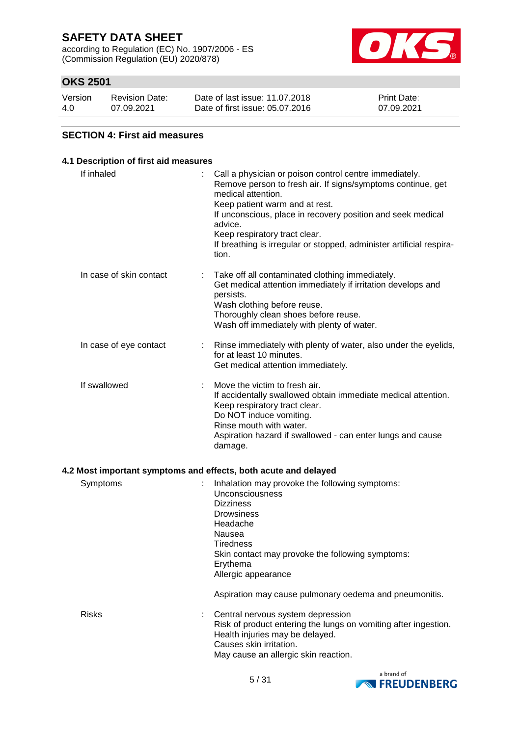## SECTION 4: First aid measures

### 4.1 Description of first aid measures

| | |
|---|---|
| If inhaled | : Call a physician or poison control centre immediately.<br>Remove person to fresh air. If signs/symptoms continue, get medical attention.<br>Keep patient warm and at rest.<br>If unconscious, place in recovery position and seek medical advice.<br>Keep respiratory tract clear.<br>If breathing is irregular or stopped, administer artificial respiration. |
| In case of skin contact | : Take off all contaminated clothing immediately.<br>Get medical attention immediately if irritation develops and persists.<br>Wash clothing before reuse.<br>Thoroughly clean shoes before reuse.<br>Wash off immediately with plenty of water. |
| In case of eye contact | : Rinse immediately with plenty of water, also under the eyelids, for at least 10 minutes.<br>Get medical attention immediately. |
| If swallowed | : Move the victim to fresh air.<br>If accidentally swallowed obtain immediate medical attention.<br>Keep respiratory tract clear.<br>Do NOT induce vomiting.<br>Rinse mouth with water.<br>Aspiration hazard if swallowed - can enter lungs and cause damage. |

### 4.2 Most important symptoms and effects, both acute and delayed

| | |
|---|---|
| Symptoms | : Inhalation may provoke the following symptoms:<br>Unconsciousness<br>Dizziness<br>Drowsiness<br>Headache<br>Nausea<br>Tiredness<br>Skin contact may provoke the following symptoms:<br>Erythema<br>Allergic appearance<br><br>Aspiration may cause pulmonary oedema and pneumonitis. |
| Risks | : Central nervous system depression<br>Risk of product entering the lungs on vomiting after ingestion.<br>Health injuries may be delayed.<br>Causes skin irritation.<br>May cause an allergic skin reaction. |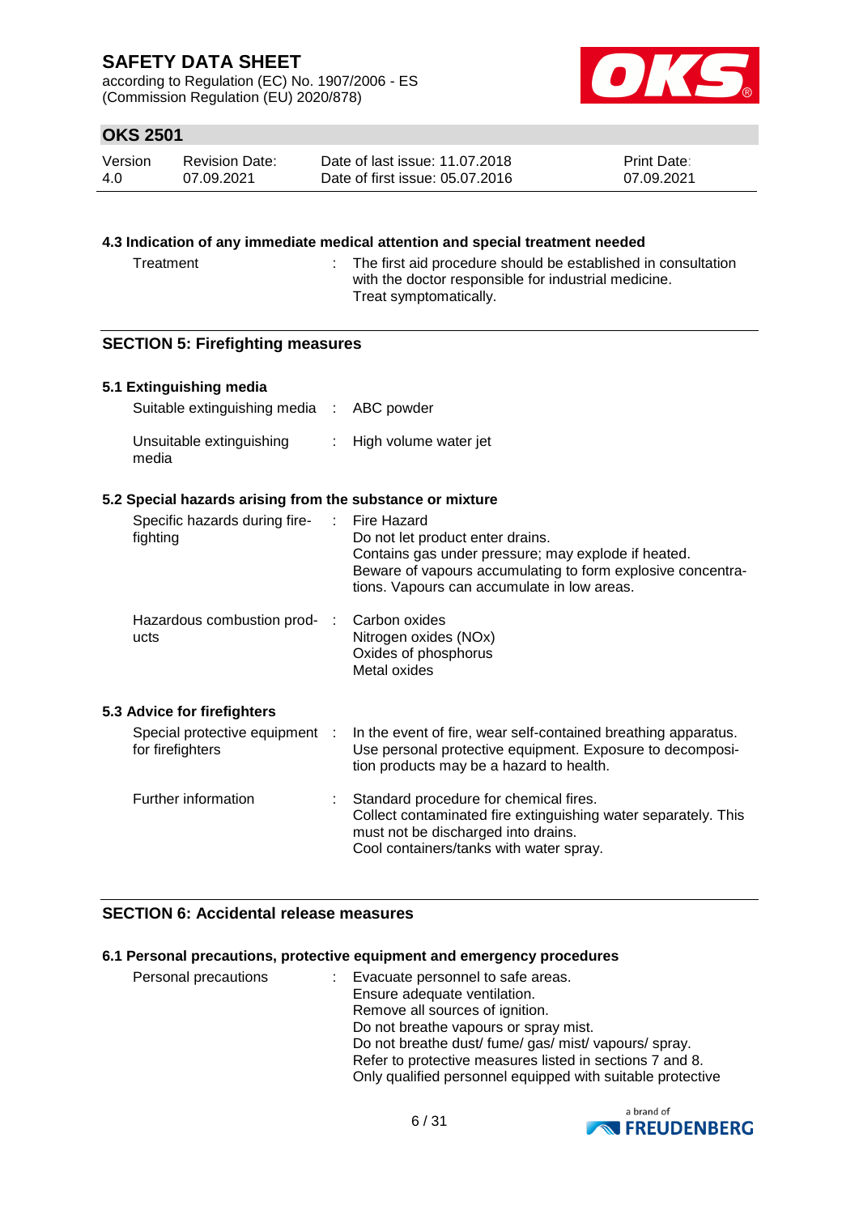#### 4.3 Indication of any immediate medical attention and special treatment needed

| | |
|---|---|
| Treatment | : The first aid procedure should be established in consultation with the doctor responsible for industrial medicine.<br>Treat symptomatically. |

## SECTION 5: Firefighting measures

#### 5.1 Extinguishing media

| | |
|---|---|
| Suitable extinguishing media | : ABC powder |
| Unsuitable extinguishing media | : High volume water jet |

#### 5.2 Special hazards arising from the substance or mixture

| | |
|---|---|
| Specific hazards during fire-fighting | : Fire Hazard<br>Do not let product enter drains.<br>Contains gas under pressure; may explode if heated.<br>Beware of vapours accumulating to form explosive concentrations. Vapours can accumulate in low areas. |
| Hazardous combustion products | : Carbon oxides<br>Nitrogen oxides (NOx)<br>Oxides of phosphorus<br>Metal oxides |

#### 5.3 Advice for firefighters

| | |
|---|---|
| Special protective equipment for firefighters | : In the event of fire, wear self-contained breathing apparatus.<br>Use personal protective equipment. Exposure to decomposition products may be a hazard to health. |
| Further information | : Standard procedure for chemical fires.<br>Collect contaminated fire extinguishing water separately. This must not be discharged into drains.<br>Cool containers/tanks with water spray. |

## SECTION 6: Accidental release measures

#### 6.1 Personal precautions, protective equipment and emergency procedures

| | |
|---|---|
| Personal precautions | : Evacuate personnel to safe areas.<br>Ensure adequate ventilation.<br>Remove all sources of ignition.<br>Do not breathe vapours or spray mist.<br>Do not breathe dust/ fume/ gas/ mist/ vapours/ spray.<br>Refer to protective measures listed in sections 7 and 8.<br>Only qualified personnel equipped with suitable protective |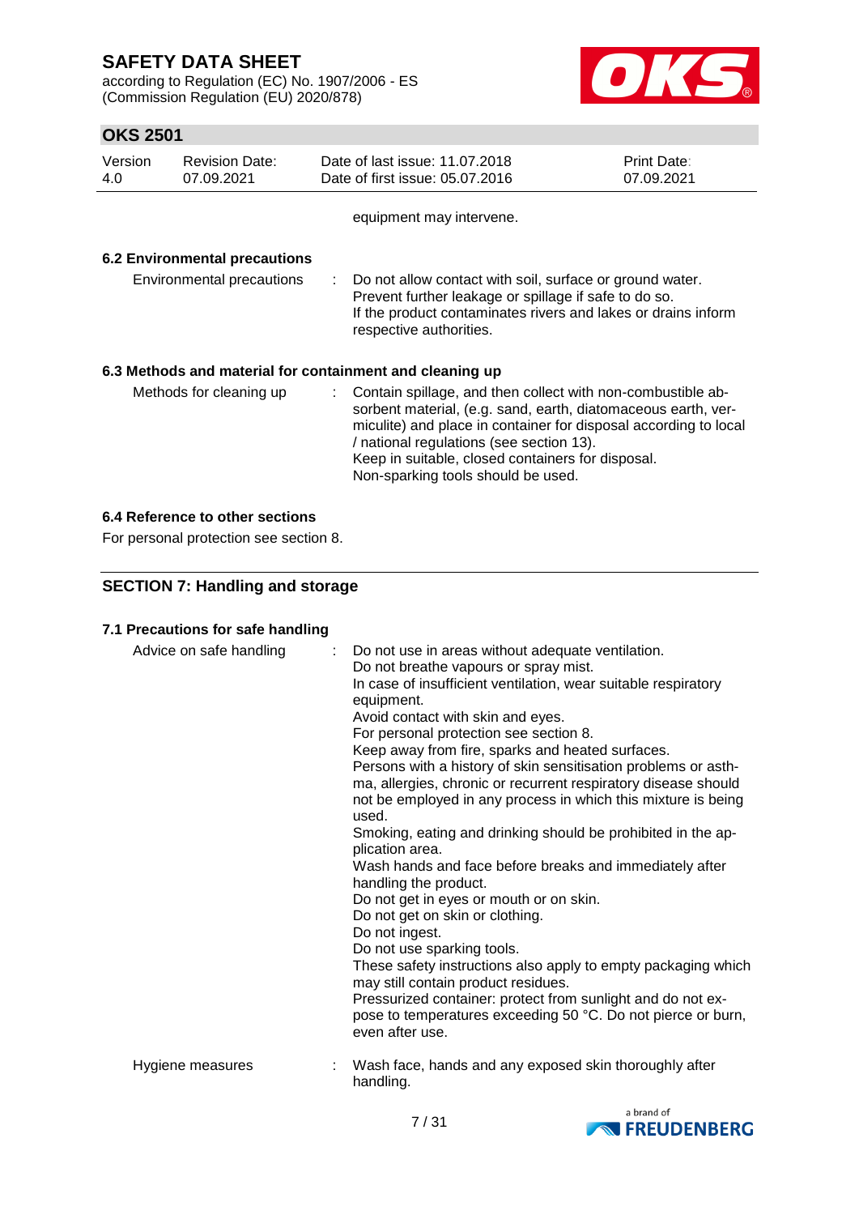equipment may intervene.

### 6.2 Environmental precautions

| | |
|---|---|
| Environmental precautions | : Do not allow contact with soil, surface or ground water.<br>Prevent further leakage or spillage if safe to do so.<br>If the product contaminates rivers and lakes or drains inform respective authorities. |

### 6.3 Methods and material for containment and cleaning up

| | |
|---|---|
| Methods for cleaning up | : Contain spillage, and then collect with non-combustible absorbent material, (e.g. sand, earth, diatomaceous earth, vermiculite) and place in container for disposal according to local / national regulations (see section 13).<br>Keep in suitable, closed containers for disposal.<br>Non-sparking tools should be used. |

### 6.4 Reference to other sections

For personal protection see section 8.

## SECTION 7: Handling and storage

### 7.1 Precautions for safe handling

| | |
|---|---|
| Advice on safe handling | : Do not use in areas without adequate ventilation.<br>Do not breathe vapours or spray mist.<br>In case of insufficient ventilation, wear suitable respiratory equipment.<br>Avoid contact with skin and eyes.<br>For personal protection see section 8.<br>Keep away from fire, sparks and heated surfaces.<br>Persons with a history of skin sensitisation problems or asthma, allergies, chronic or recurrent respiratory disease should not be employed in any process in which this mixture is being used.<br>Smoking, eating and drinking should be prohibited in the application area.<br>Wash hands and face before breaks and immediately after handling the product.<br>Do not get in eyes or mouth or on skin.<br>Do not get on skin or clothing.<br>Do not ingest.<br>Do not use sparking tools.<br>These safety instructions also apply to empty packaging which may still contain product residues.<br>Pressurized container: protect from sunlight and do not expose to temperatures exceeding 50 °C. Do not pierce or burn, even after use. |
| Hygiene measures | : Wash face, hands and any exposed skin thoroughly after handling. |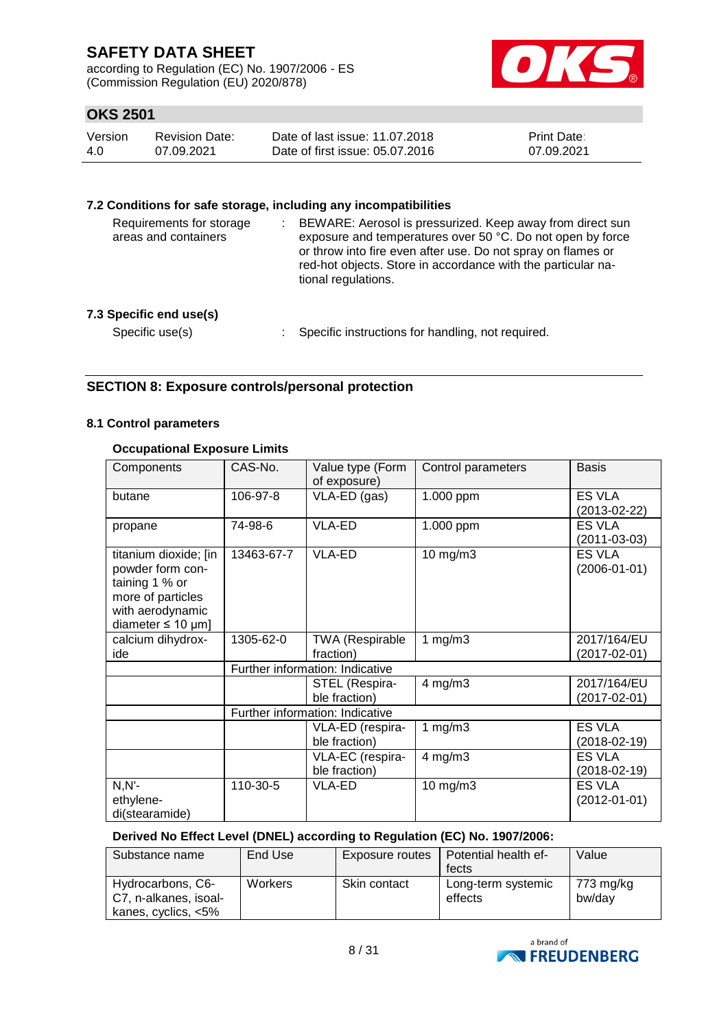### 7.2 Conditions for safe storage, including any incompatibilities

Requirements for storage areas and containers : BEWARE: Aerosol is pressurized. Keep away from direct sun exposure and temperatures over 50 °C. Do not open by force or throw into fire even after use. Do not spray on flames or red-hot objects. Store in accordance with the particular national regulations.

### 7.3 Specific end use(s)

Specific use(s) : Specific instructions for handling, not required.

## SECTION 8: Exposure controls/personal protection

### 8.1 Control parameters

**Occupational Exposure Limits**

| Components | CAS-No. | Value type (Form of exposure) | Control parameters | Basis |
|---|---|---|---|---|
| butane | 106-97-8 | VLA-ED (gas) | 1.000 ppm | ES VLA (2013-02-22) |
| propane | 74-98-6 | VLA-ED | 1.000 ppm | ES VLA (2011-03-03) |
| titanium dioxide; [in powder form containing 1 % or more of particles with aerodynamic diameter ≤ 10 μm] | 13463-67-7 | VLA-ED | 10 mg/m3 | ES VLA (2006-01-01) |
| calcium dihydroxide | 1305-62-0 | TWA (Respirable fraction) | 1 mg/m3 | 2017/164/EU (2017-02-01) |
| | Further information: Indicative | | | |
| | | STEL (Respirable fraction) | 4 mg/m3 | 2017/164/EU (2017-02-01) |
| | Further information: Indicative | | | |
| | | VLA-ED (respirable fraction) | 1 mg/m3 | ES VLA (2018-02-19) |
| | | VLA-EC (respirable fraction) | 4 mg/m3 | ES VLA (2018-02-19) |
| N,N'-ethylene-di(stearamide) | 110-30-5 | VLA-ED | 10 mg/m3 | ES VLA (2012-01-01) |

**Derived No Effect Level (DNEL) according to Regulation (EC) No. 1907/2006:**

| Substance name | End Use | Exposure routes | Potential health effects | Value |
|---|---|---|---|---|
| Hydrocarbons, C6-C7, n-alkanes, isoalkanes, cyclics, <5% | Workers | Skin contact | Long-term systemic effects | 773 mg/kg bw/day |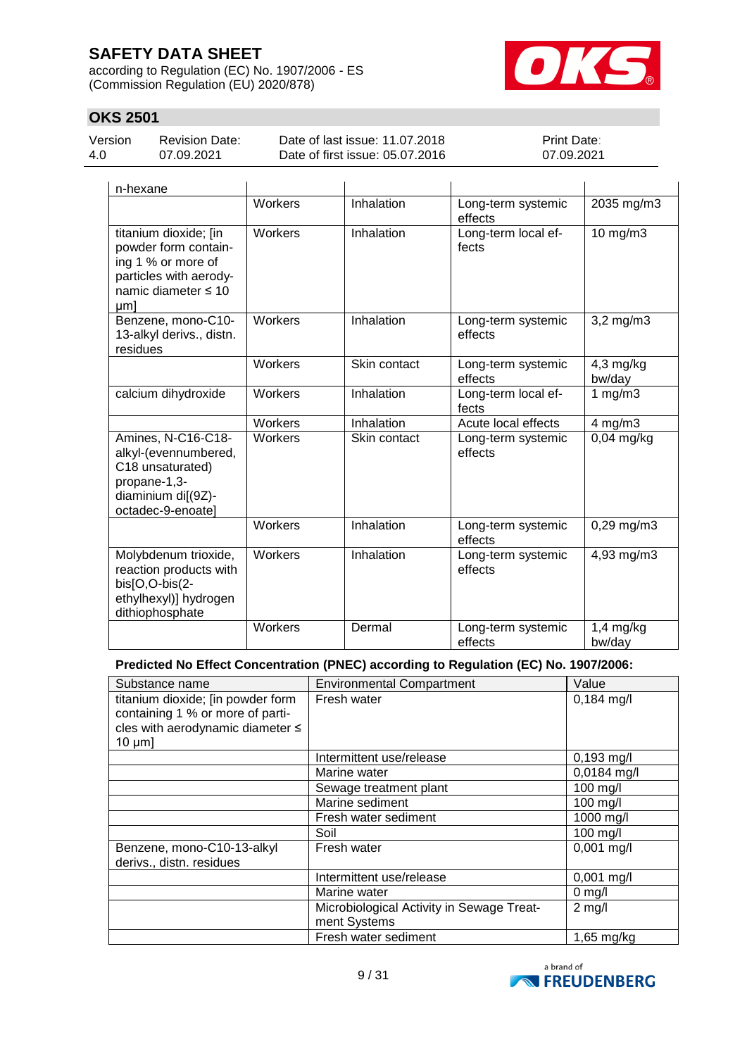| | | | | |
|---|---|---|---|---|
| n-hexane | | | | |
| | Workers | Inhalation | Long-term systemic effects | 2035 mg/m3 |
| titanium dioxide; [in powder form containing 1 % or more of particles with aerodynamic diameter ≤ 10 μm] | Workers | Inhalation | Long-term local effects | 10 mg/m3 |
| Benzene, mono-C10-13-alkyl derivs., distn. residues | Workers | Inhalation | Long-term systemic effects | 3,2 mg/m3 |
| | Workers | Skin contact | Long-term systemic effects | 4,3 mg/kg bw/day |
| calcium dihydroxide | Workers | Inhalation | Long-term local effects | 1 mg/m3 |
| | Workers | Inhalation | Acute local effects | 4 mg/m3 |
| Amines, N-C16-C18-alkyl-(evennumbered, C18 unsaturated) propane-1,3-diaminium di[(9Z)-octadec-9-enoate] | Workers | Skin contact | Long-term systemic effects | 0,04 mg/kg |
| | Workers | Inhalation | Long-term systemic effects | 0,29 mg/m3 |
| Molybdenum trioxide, reaction products with bis[O,O-bis(2-ethylhexyl)] hydrogen dithiophosphate | Workers | Inhalation | Long-term systemic effects | 4,93 mg/m3 |
| | Workers | Dermal | Long-term systemic effects | 1,4 mg/kg bw/day |

**Predicted No Effect Concentration (PNEC) according to Regulation (EC) No. 1907/2006:**

| Substance name | Environmental Compartment | Value |
|---|---|---|
| titanium dioxide; [in powder form containing 1 % or more of particles with aerodynamic diameter ≤ 10 μm] | Fresh water | 0,184 mg/l |
| | Intermittent use/release | 0,193 mg/l |
| | Marine water | 0,0184 mg/l |
| | Sewage treatment plant | 100 mg/l |
| | Marine sediment | 100 mg/l |
| | Fresh water sediment | 1000 mg/l |
| | Soil | 100 mg/l |
| Benzene, mono-C10-13-alkyl derivs., distn. residues | Fresh water | 0,001 mg/l |
| | Intermittent use/release | 0,001 mg/l |
| | Marine water | 0 mg/l |
| | Microbiological Activity in Sewage Treatment Systems | 2 mg/l |
| | Fresh water sediment | 1,65 mg/kg |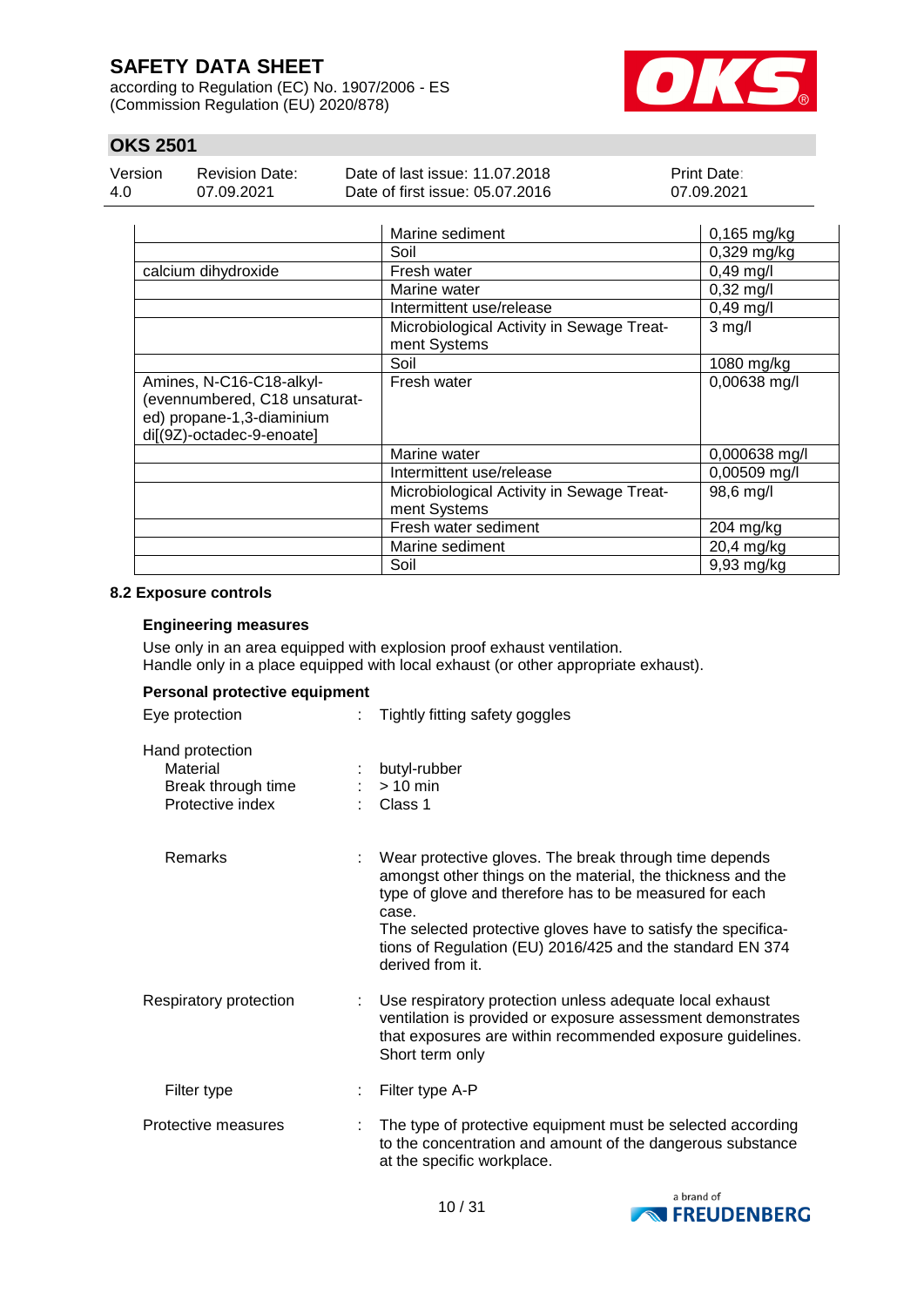| | | |
|---|---|---|
| | Marine sediment | 0,165 mg/kg |
| | Soil | 0,329 mg/kg |
| calcium dihydroxide | Fresh water | 0,49 mg/l |
| | Marine water | 0,32 mg/l |
| | Intermittent use/release | 0,49 mg/l |
| | Microbiological Activity in Sewage Treatment Systems | 3 mg/l |
| | Soil | 1080 mg/kg |
| Amines, N-C16-C18-alkyl-(evennumbered, C18 unsaturated) propane-1,3-diaminium di[(9Z)-octadec-9-enoate] | Fresh water | 0,00638 mg/l |
| | Marine water | 0,000638 mg/l |
| | Intermittent use/release | 0,00509 mg/l |
| | Microbiological Activity in Sewage Treatment Systems | 98,6 mg/l |
| | Fresh water sediment | 204 mg/kg |
| | Marine sediment | 20,4 mg/kg |
| | Soil | 9,93 mg/kg |

### 8.2 Exposure controls

**Engineering measures**

Use only in an area equipped with explosion proof exhaust ventilation.
Handle only in a place equipped with local exhaust (or other appropriate exhaust).

**Personal protective equipment**

Eye protection : Tightly fitting safety goggles

Hand protection
- Material : butyl-rubber
- Break through time : > 10 min
- Protective index : Class 1

- Remarks : Wear protective gloves. The break through time depends amongst other things on the material, the thickness and the type of glove and therefore has to be measured for each case.
The selected protective gloves have to satisfy the specifications of Regulation (EU) 2016/425 and the standard EN 374 derived from it.

Respiratory protection : Use respiratory protection unless adequate local exhaust ventilation is provided or exposure assessment demonstrates that exposures are within recommended exposure guidelines. Short term only

- Filter type : Filter type A-P

Protective measures : The type of protective equipment must be selected according to the concentration and amount of the dangerous substance at the specific workplace.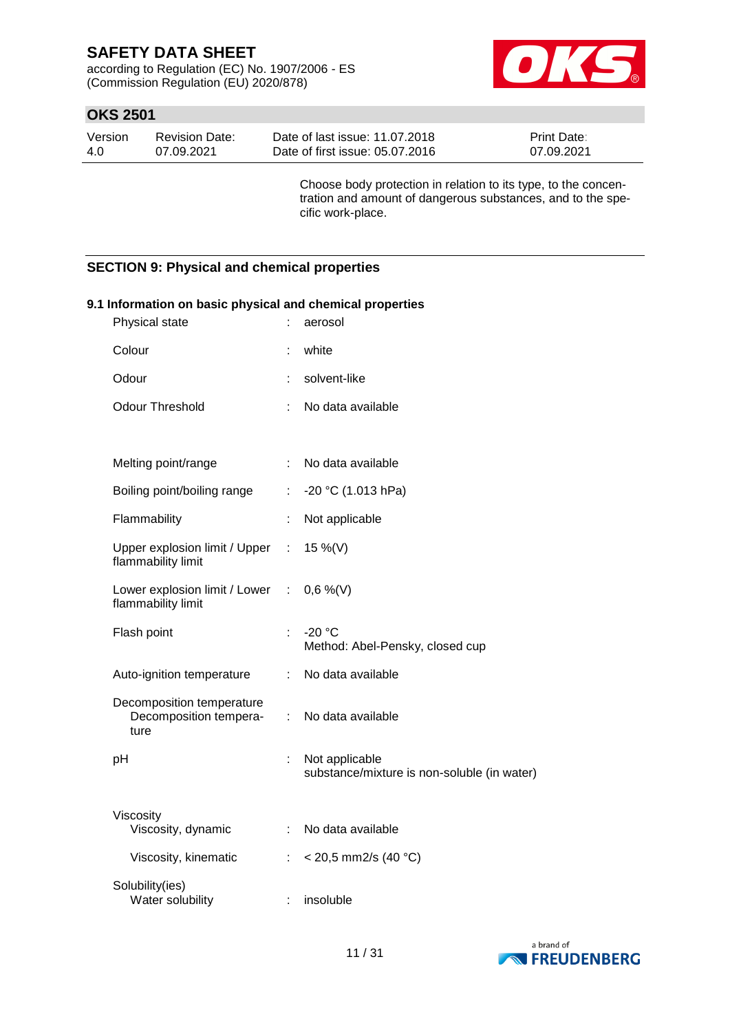Choose body protection in relation to its type, to the concentration and amount of dangerous substances, and to the specific work-place.

## SECTION 9: Physical and chemical properties

### 9.1 Information on basic physical and chemical properties

| | | |
|---|---|---|
| Physical state | : | aerosol |
| Colour | : | white |
| Odour | : | solvent-like |
| Odour Threshold | : | No data available |
| Melting point/range | : | No data available |
| Boiling point/boiling range | : | -20 °C (1.013 hPa) |
| Flammability | : | Not applicable |
| Upper explosion limit / Upper flammability limit | : | 15 %(V) |
| Lower explosion limit / Lower flammability limit | : | 0,6 %(V) |
| Flash point | : | -20 °C<br>Method: Abel-Pensky, closed cup |
| Auto-ignition temperature | : | No data available |
| Decomposition temperature<br>Decomposition temperature | : | No data available |
| pH | : | Not applicable<br>substance/mixture is non-soluble (in water) |
| Viscosity<br>Viscosity, dynamic | : | No data available |
| Viscosity, kinematic | : | < 20,5 mm2/s (40 °C) |
| Solubility(ies)<br>Water solubility | : | insoluble |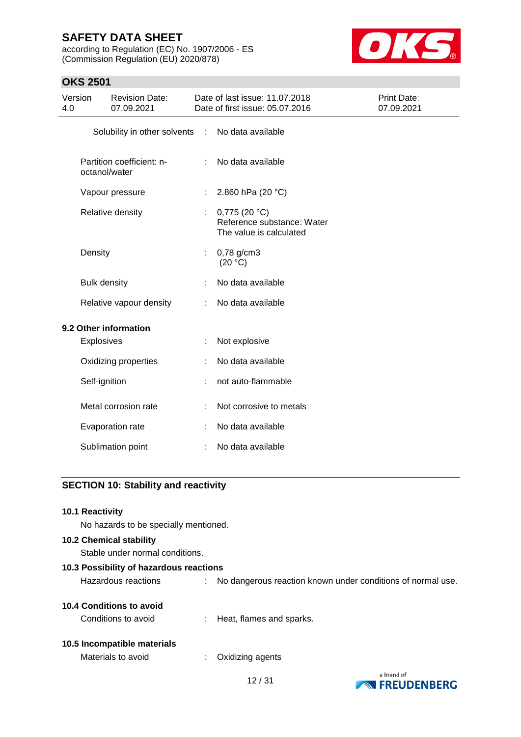| | | |
|---|---|---|
| Solubility in other solvents | : | No data available |
| Partition coefficient: n-octanol/water | : | No data available |
| Vapour pressure | : | 2.860 hPa (20 °C) |
| Relative density | : | 0,775 (20 °C)<br>Reference substance: Water<br>The value is calculated |
| Density | : | 0,78 g/cm3<br>(20 °C) |
| Bulk density | : | No data available |
| Relative vapour density | : | No data available |

**9.2 Other information**

| | | |
|---|---|---|
| Explosives | : | Not explosive |
| Oxidizing properties | : | No data available |
| Self-ignition | : | not auto-flammable |
| Metal corrosion rate | : | Not corrosive to metals |
| Evaporation rate | : | No data available |
| Sublimation point | : | No data available |

## SECTION 10: Stability and reactivity

**10.1 Reactivity**

No hazards to be specially mentioned.

**10.2 Chemical stability**

Stable under normal conditions.

**10.3 Possibility of hazardous reactions**

Hazardous reactions : No dangerous reaction known under conditions of normal use.

**10.4 Conditions to avoid**

Conditions to avoid : Heat, flames and sparks.

**10.5 Incompatible materials**

Materials to avoid : Oxidizing agents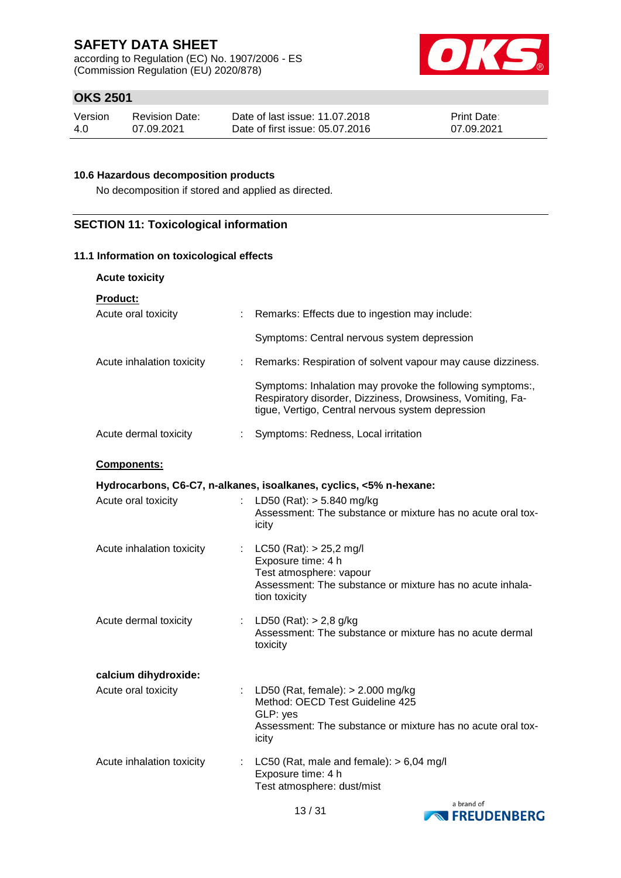### 10.6 Hazardous decomposition products

No decomposition if stored and applied as directed.

## SECTION 11: Toxicological information

### 11.1 Information on toxicological effects

**Acute toxicity**

**Product:**

| | | |
|---|---|---|
| Acute oral toxicity | : | Remarks: Effects due to ingestion may include:<br><br>Symptoms: Central nervous system depression |
| Acute inhalation toxicity | : | Remarks: Respiration of solvent vapour may cause dizziness.<br><br>Symptoms: Inhalation may provoke the following symptoms:, Respiratory disorder, Dizziness, Drowsiness, Vomiting, Fatigue, Vertigo, Central nervous system depression |
| Acute dermal toxicity | : | Symptoms: Redness, Local irritation |

**Components:**

**Hydrocarbons, C6-C7, n-alkanes, isoalkanes, cyclics, <5% n-hexane:**

| | | |
|---|---|---|
| Acute oral toxicity | : | LD50 (Rat): > 5.840 mg/kg<br>Assessment: The substance or mixture has no acute oral toxicity |
| Acute inhalation toxicity | : | LC50 (Rat): > 25,2 mg/l<br>Exposure time: 4 h<br>Test atmosphere: vapour<br>Assessment: The substance or mixture has no acute inhalation toxicity |
| Acute dermal toxicity | : | LD50 (Rat): > 2,8 g/kg<br>Assessment: The substance or mixture has no acute dermal toxicity |

**calcium dihydroxide:**

| | | |
|---|---|---|
| Acute oral toxicity | : | LD50 (Rat, female): > 2.000 mg/kg<br>Method: OECD Test Guideline 425<br>GLP: yes<br>Assessment: The substance or mixture has no acute oral toxicity |
| Acute inhalation toxicity | : | LC50 (Rat, male and female): > 6,04 mg/l<br>Exposure time: 4 h<br>Test atmosphere: dust/mist |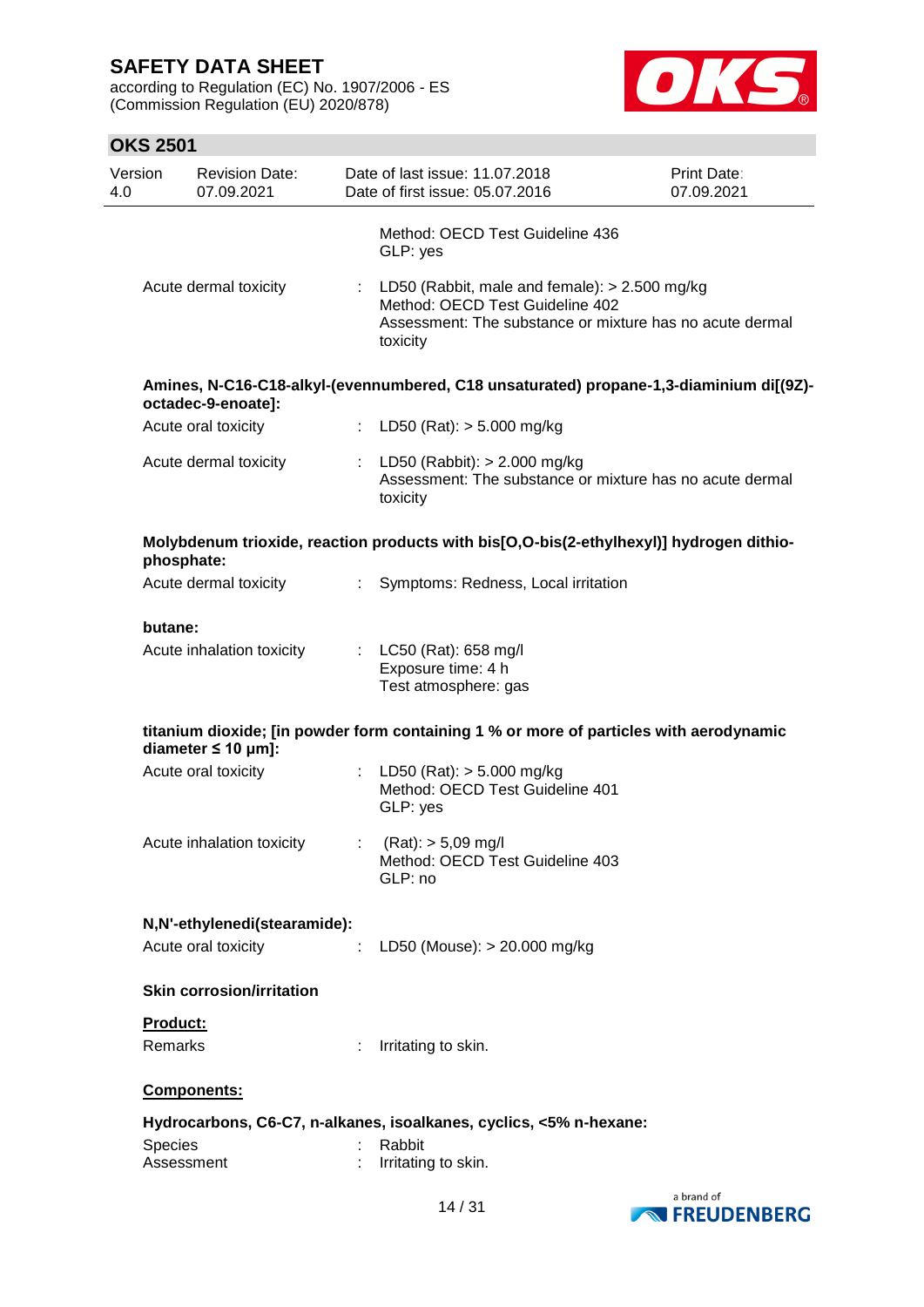| | | |
|---|---|---|
| | | Method: OECD Test Guideline 436<br>GLP: yes |
| Acute dermal toxicity | : | LD50 (Rabbit, male and female): > 2.500 mg/kg<br>Method: OECD Test Guideline 402<br>Assessment: The substance or mixture has no acute dermal toxicity |

**Amines, N-C16-C18-alkyl-(evennumbered, C18 unsaturated) propane-1,3-diaminium di[(9Z)-octadec-9-enoate]:**

| | | |
|---|---|---|
| Acute oral toxicity | : | LD50 (Rat): > 5.000 mg/kg |
| Acute dermal toxicity | : | LD50 (Rabbit): > 2.000 mg/kg<br>Assessment: The substance or mixture has no acute dermal toxicity |

**Molybdenum trioxide, reaction products with bis[O,O-bis(2-ethylhexyl)] hydrogen dithio-phosphate:**

| | | |
|---|---|---|
| Acute dermal toxicity | : | Symptoms: Redness, Local irritation |

**butane:**

| | | |
|---|---|---|
| Acute inhalation toxicity | : | LC50 (Rat): 658 mg/l<br>Exposure time: 4 h<br>Test atmosphere: gas |

**titanium dioxide; [in powder form containing 1 % or more of particles with aerodynamic diameter ≤ 10 μm]:**

| | | |
|---|---|---|
| Acute oral toxicity | : | LD50 (Rat): > 5.000 mg/kg<br>Method: OECD Test Guideline 401<br>GLP: yes |
| Acute inhalation toxicity | : | (Rat): > 5,09 mg/l<br>Method: OECD Test Guideline 403<br>GLP: no |

**N,N'-ethylenedi(stearamide):**

| | | |
|---|---|---|
| Acute oral toxicity | : | LD50 (Mouse): > 20.000 mg/kg |

**Skin corrosion/irritation**

**Product:**

| | | |
|---|---|---|
| Remarks | : | Irritating to skin. |

**Components:**

**Hydrocarbons, C6-C7, n-alkanes, isoalkanes, cyclics, <5% n-hexane:**

| | | |
|---|---|---|
| Species | : | Rabbit |
| Assessment | : | Irritating to skin. |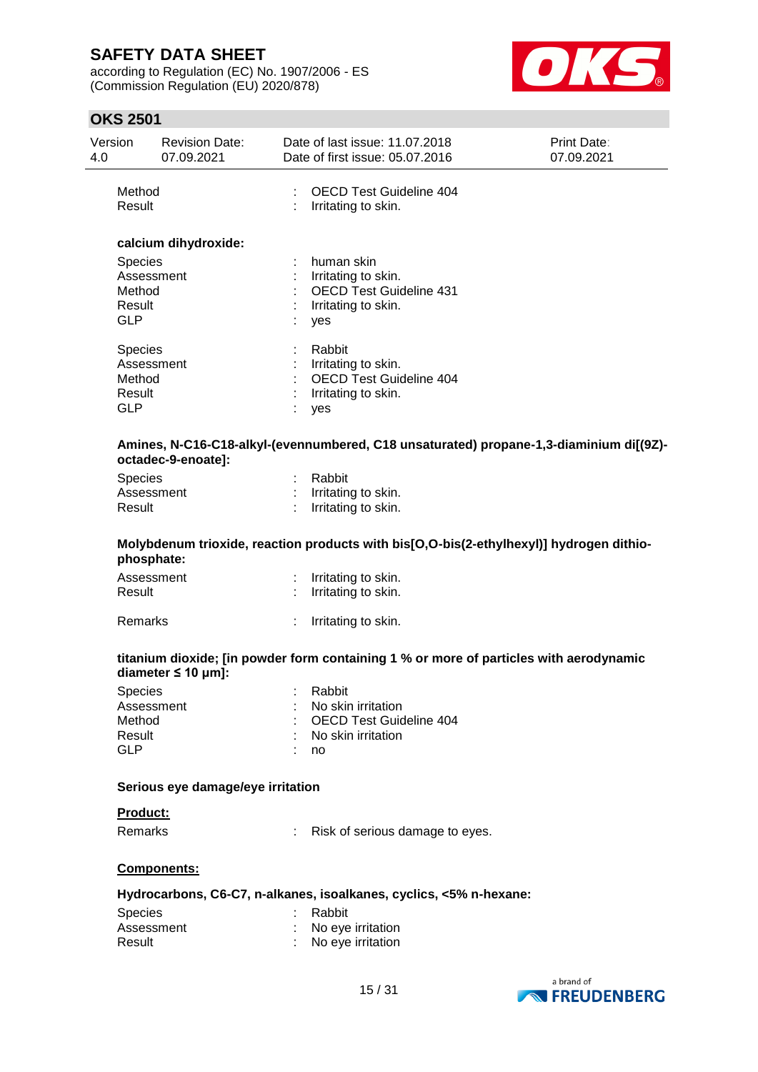| | | |
|---|---|---|
| Method | : | OECD Test Guideline 404 |
| Result | : | Irritating to skin. |

**calcium dihydroxide:**

| | | |
|---|---|---|
| Species | : | human skin |
| Assessment | : | Irritating to skin. |
| Method | : | OECD Test Guideline 431 |
| Result | : | Irritating to skin. |
| GLP | : | yes |

| | | |
|---|---|---|
| Species | : | Rabbit |
| Assessment | : | Irritating to skin. |
| Method | : | OECD Test Guideline 404 |
| Result | : | Irritating to skin. |
| GLP | : | yes |

**Amines, N-C16-C18-alkyl-(evennumbered, C18 unsaturated) propane-1,3-diaminium di[(9Z)-octadec-9-enoate]:**

| | | |
|---|---|---|
| Species | : | Rabbit |
| Assessment | : | Irritating to skin. |
| Result | : | Irritating to skin. |

**Molybdenum trioxide, reaction products with bis[O,O-bis(2-ethylhexyl)] hydrogen dithio-phosphate:**

| | | |
|---|---|---|
| Assessment | : | Irritating to skin. |
| Result | : | Irritating to skin. |
| Remarks | : | Irritating to skin. |

**titanium dioxide; [in powder form containing 1 % or more of particles with aerodynamic diameter ≤ 10 μm]:**

| | | |
|---|---|---|
| Species | : | Rabbit |
| Assessment | : | No skin irritation |
| Method | : | OECD Test Guideline 404 |
| Result | : | No skin irritation |
| GLP | : | no |

**Serious eye damage/eye irritation**

**Product:**

| | | |
|---|---|---|
| Remarks | : | Risk of serious damage to eyes. |

**Components:**

**Hydrocarbons, C6-C7, n-alkanes, isoalkanes, cyclics, <5% n-hexane:**

| | | |
|---|---|---|
| Species | : | Rabbit |
| Assessment | : | No eye irritation |
| Result | : | No eye irritation |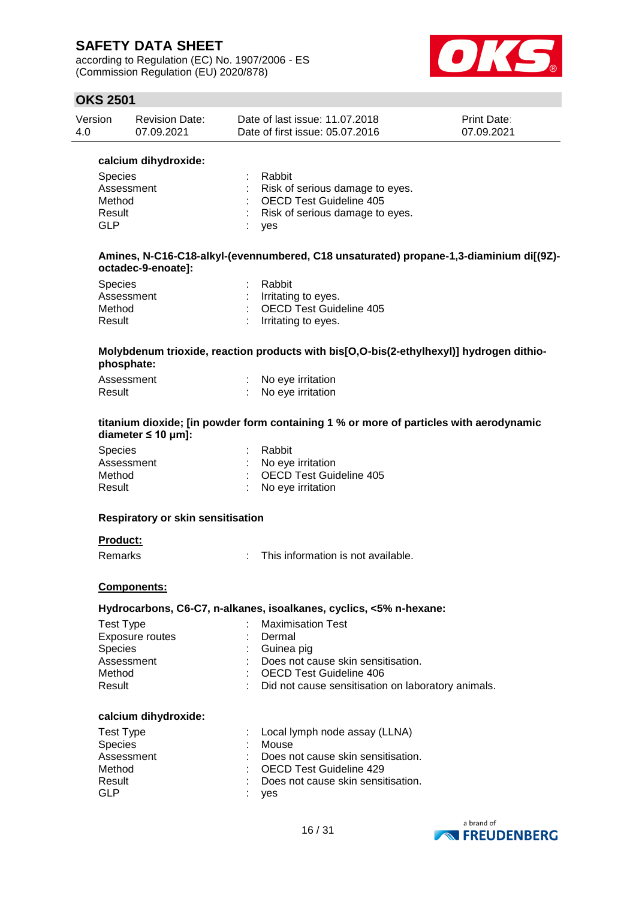**calcium dihydroxide:**

| | | |
|---|---|---|
| Species | : | Rabbit |
| Assessment | : | Risk of serious damage to eyes. |
| Method | : | OECD Test Guideline 405 |
| Result | : | Risk of serious damage to eyes. |
| GLP | : | yes |

**Amines, N-C16-C18-alkyl-(evennumbered, C18 unsaturated) propane-1,3-diaminium di[(9Z)-octadec-9-enoate]:**

| | | |
|---|---|---|
| Species | : | Rabbit |
| Assessment | : | Irritating to eyes. |
| Method | : | OECD Test Guideline 405 |
| Result | : | Irritating to eyes. |

**Molybdenum trioxide, reaction products with bis[O,O-bis(2-ethylhexyl)] hydrogen dithiophosphate:**

| | | |
|---|---|---|
| Assessment | : | No eye irritation |
| Result | : | No eye irritation |

**titanium dioxide; [in powder form containing 1 % or more of particles with aerodynamic diameter ≤ 10 μm]:**

| | | |
|---|---|---|
| Species | : | Rabbit |
| Assessment | : | No eye irritation |
| Method | : | OECD Test Guideline 405 |
| Result | : | No eye irritation |

**Respiratory or skin sensitisation**

**Product:**

| | | |
|---|---|---|
| Remarks | : | This information is not available. |

**Components:**

**Hydrocarbons, C6-C7, n-alkanes, isoalkanes, cyclics, <5% n-hexane:**

| | | |
|---|---|---|
| Test Type | : | Maximisation Test |
| Exposure routes | : | Dermal |
| Species | : | Guinea pig |
| Assessment | : | Does not cause skin sensitisation. |
| Method | : | OECD Test Guideline 406 |
| Result | : | Did not cause sensitisation on laboratory animals. |

**calcium dihydroxide:**

| | | |
|---|---|---|
| Test Type | : | Local lymph node assay (LLNA) |
| Species | : | Mouse |
| Assessment | : | Does not cause skin sensitisation. |
| Method | : | OECD Test Guideline 429 |
| Result | : | Does not cause skin sensitisation. |
| GLP | : | yes |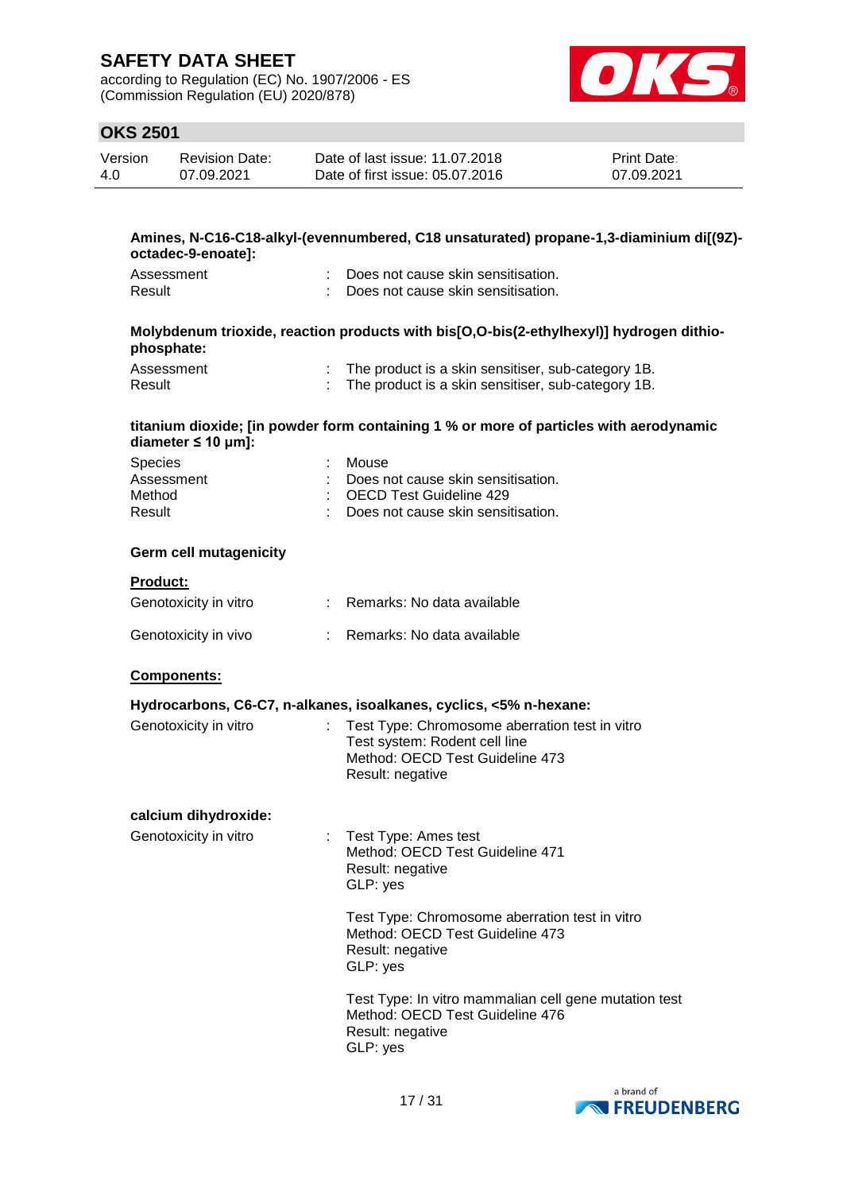**Amines, N-C16-C18-alkyl-(evennumbered, C18 unsaturated) propane-1,3-diaminium di[(9Z)-octadec-9-enoate]:**

| | | |
|---|---|---|
| Assessment | : | Does not cause skin sensitisation. |
| Result | : | Does not cause skin sensitisation. |

**Molybdenum trioxide, reaction products with bis[O,O-bis(2-ethylhexyl)] hydrogen dithio-phosphate:**

| | | |
|---|---|---|
| Assessment | : | The product is a skin sensitiser, sub-category 1B. |
| Result | : | The product is a skin sensitiser, sub-category 1B. |

**titanium dioxide; [in powder form containing 1 % or more of particles with aerodynamic diameter ≤ 10 μm]:**

| | | |
|---|---|---|
| Species | : | Mouse |
| Assessment | : | Does not cause skin sensitisation. |
| Method | : | OECD Test Guideline 429 |
| Result | : | Does not cause skin sensitisation. |

**Germ cell mutagenicity**

**Product:**

| | | |
|---|---|---|
| Genotoxicity in vitro | : | Remarks: No data available |
| Genotoxicity in vivo | : | Remarks: No data available |

**Components:**

**Hydrocarbons, C6-C7, n-alkanes, isoalkanes, cyclics, <5% n-hexane:**

Genotoxicity in vitro : Test Type: Chromosome aberration test in vitro
Test system: Rodent cell line
Method: OECD Test Guideline 473
Result: negative

**calcium dihydroxide:**

Genotoxicity in vitro : Test Type: Ames test
Method: OECD Test Guideline 471
Result: negative
GLP: yes

Test Type: Chromosome aberration test in vitro
Method: OECD Test Guideline 473
Result: negative
GLP: yes

Test Type: In vitro mammalian cell gene mutation test
Method: OECD Test Guideline 476
Result: negative
GLP: yes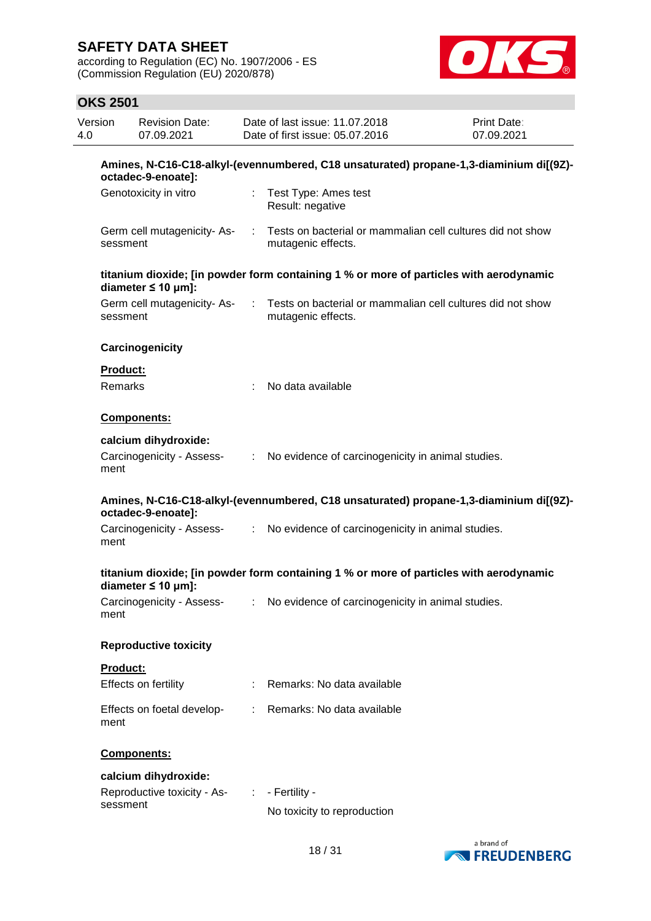**Amines, N-C16-C18-alkyl-(evennumbered, C18 unsaturated) propane-1,3-diaminium di[(9Z)-octadec-9-enoate]:**

| | | |
|---|---|---|
| Genotoxicity in vitro | : | Test Type: Ames test<br>Result: negative |
| Germ cell mutagenicity- Assessment | : | Tests on bacterial or mammalian cell cultures did not show mutagenic effects. |

**titanium dioxide; [in powder form containing 1 % or more of particles with aerodynamic diameter ≤ 10 μm]:**

| | | |
|---|---|---|
| Germ cell mutagenicity- Assessment | : | Tests on bacterial or mammalian cell cultures did not show mutagenic effects. |

**Carcinogenicity**

**Product:**

| | | |
|---|---|---|
| Remarks | : | No data available |

**Components:**

**calcium dihydroxide:**

| | | |
|---|---|---|
| Carcinogenicity - Assessment | : | No evidence of carcinogenicity in animal studies. |

**Amines, N-C16-C18-alkyl-(evennumbered, C18 unsaturated) propane-1,3-diaminium di[(9Z)-octadec-9-enoate]:**

| | | |
|---|---|---|
| Carcinogenicity - Assessment | : | No evidence of carcinogenicity in animal studies. |

**titanium dioxide; [in powder form containing 1 % or more of particles with aerodynamic diameter ≤ 10 μm]:**

| | | |
|---|---|---|
| Carcinogenicity - Assessment | : | No evidence of carcinogenicity in animal studies. |

**Reproductive toxicity**

**Product:**

| | | |
|---|---|---|
| Effects on fertility | : | Remarks: No data available |
| Effects on foetal development | : | Remarks: No data available |

**Components:**

**calcium dihydroxide:**

| | | |
|---|---|---|
| Reproductive toxicity - Assessment | : | - Fertility -<br>No toxicity to reproduction |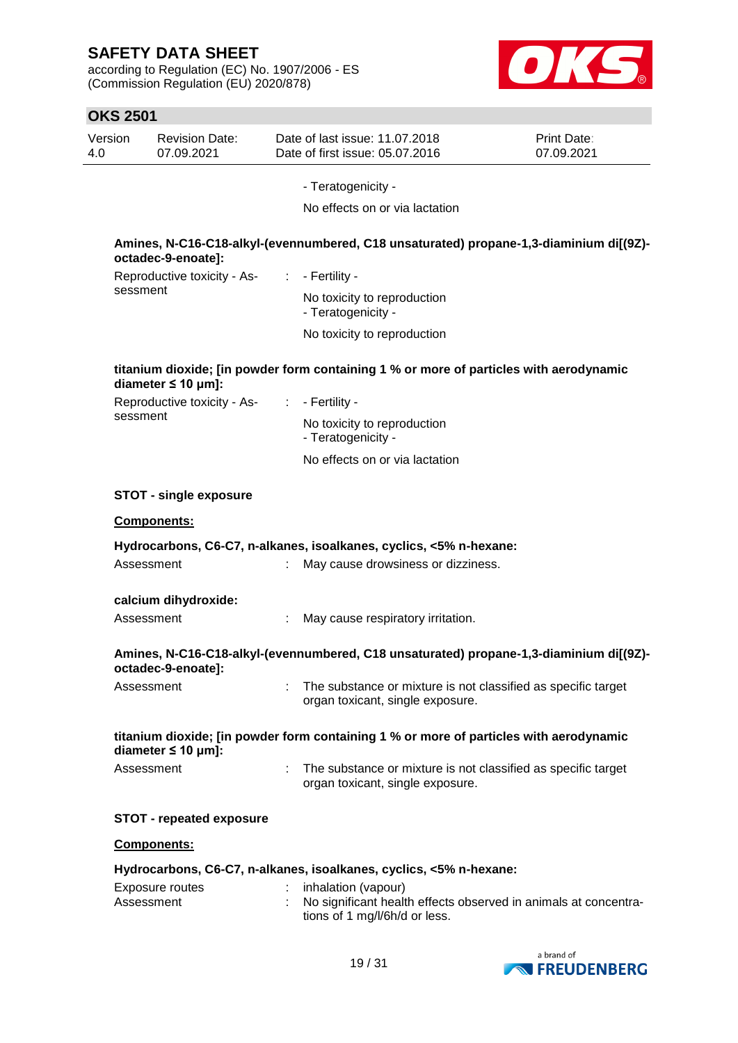- Teratogenicity -

No effects on or via lactation

**Amines, N-C16-C18-alkyl-(evennumbered, C18 unsaturated) propane-1,3-diaminium di[(9Z)-octadec-9-enoate]:**

| | | |
|---|---|---|
| Reproductive toxicity - Assessment | : | - Fertility -<br>No toxicity to reproduction<br>- Teratogenicity -<br>No toxicity to reproduction |

**titanium dioxide; [in powder form containing 1 % or more of particles with aerodynamic diameter ≤ 10 μm]:**

| | | |
|---|---|---|
| Reproductive toxicity - Assessment | : | - Fertility -<br>No toxicity to reproduction<br>- Teratogenicity -<br>No effects on or via lactation |

**STOT - single exposure**

**Components:**

**Hydrocarbons, C6-C7, n-alkanes, isoalkanes, cyclics, <5% n-hexane:**

| | | |
|---|---|---|
| Assessment | : | May cause drowsiness or dizziness. |

**calcium dihydroxide:**

| | | |
|---|---|---|
| Assessment | : | May cause respiratory irritation. |

**Amines, N-C16-C18-alkyl-(evennumbered, C18 unsaturated) propane-1,3-diaminium di[(9Z)-octadec-9-enoate]:**

| | | |
|---|---|---|
| Assessment | : | The substance or mixture is not classified as specific target organ toxicant, single exposure. |

**titanium dioxide; [in powder form containing 1 % or more of particles with aerodynamic diameter ≤ 10 μm]:**

| | | |
|---|---|---|
| Assessment | : | The substance or mixture is not classified as specific target organ toxicant, single exposure. |

**STOT - repeated exposure**

**Components:**

**Hydrocarbons, C6-C7, n-alkanes, isoalkanes, cyclics, <5% n-hexane:**

| | | |
|---|---|---|
| Exposure routes | : | inhalation (vapour) |
| Assessment | : | No significant health effects observed in animals at concentrations of 1 mg/l/6h/d or less. |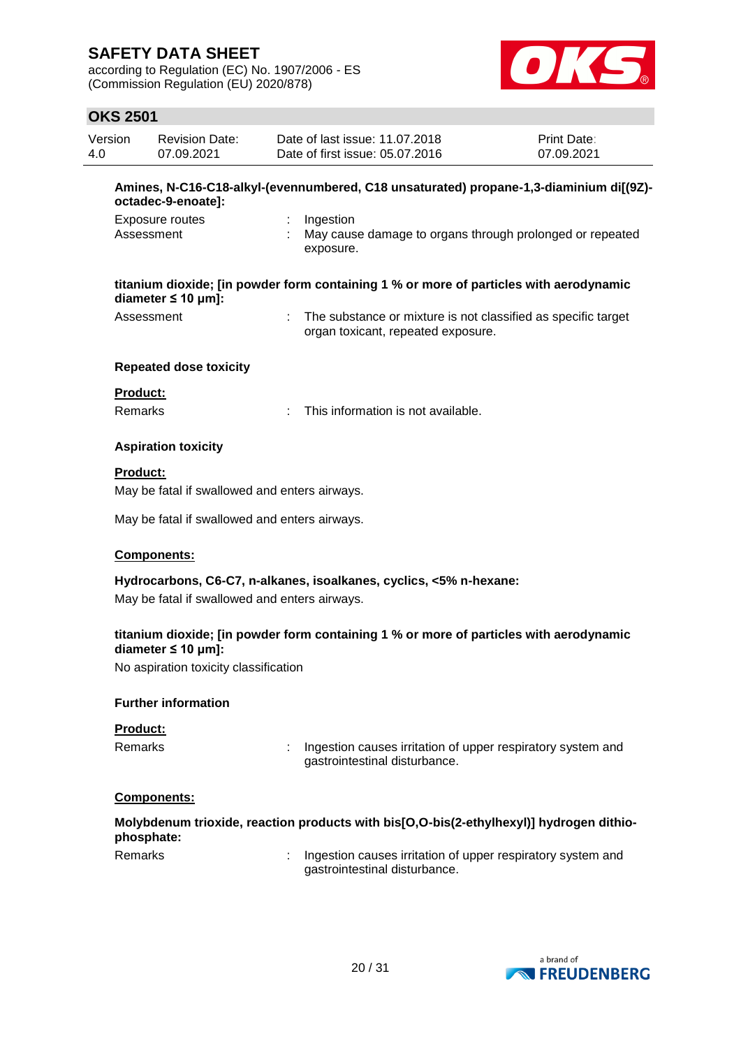**Amines, N-C16-C18-alkyl-(evennumbered, C18 unsaturated) propane-1,3-diaminium di[(9Z)-octadec-9-enoate]:**

Exposure routes : Ingestion
Assessment : May cause damage to organs through prolonged or repeated exposure.

**titanium dioxide; [in powder form containing 1 % or more of particles with aerodynamic diameter ≤ 10 μm]:**

Assessment : The substance or mixture is not classified as specific target organ toxicant, repeated exposure.

**Repeated dose toxicity**

**Product:**

Remarks : This information is not available.

**Aspiration toxicity**

**Product:**

May be fatal if swallowed and enters airways.

May be fatal if swallowed and enters airways.

**Components:**

**Hydrocarbons, C6-C7, n-alkanes, isoalkanes, cyclics, <5% n-hexane:**

May be fatal if swallowed and enters airways.

**titanium dioxide; [in powder form containing 1 % or more of particles with aerodynamic diameter ≤ 10 μm]:**

No aspiration toxicity classification

**Further information**

**Product:**

Remarks : Ingestion causes irritation of upper respiratory system and gastrointestinal disturbance.

**Components:**

**Molybdenum trioxide, reaction products with bis[O,O-bis(2-ethylhexyl)] hydrogen dithiophosphate:**

Remarks : Ingestion causes irritation of upper respiratory system and gastrointestinal disturbance.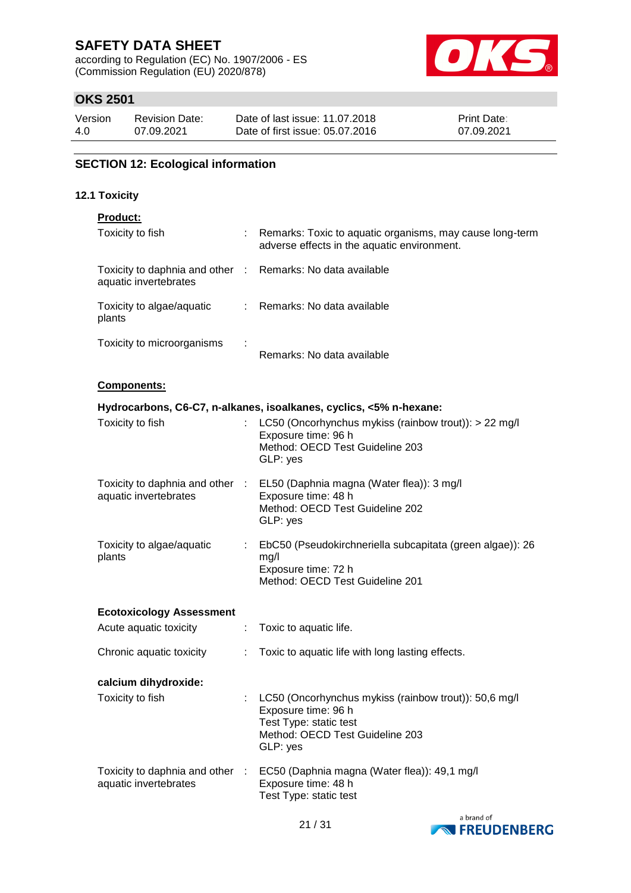## SECTION 12: Ecological information

### 12.1 Toxicity

**Product:**

| | | |
|---|---|---|
| Toxicity to fish | : | Remarks: Toxic to aquatic organisms, may cause long-term adverse effects in the aquatic environment. |
| Toxicity to daphnia and other aquatic invertebrates | : | Remarks: No data available |
| Toxicity to algae/aquatic plants | : | Remarks: No data available |
| Toxicity to microorganisms | : | Remarks: No data available |

**Components:**

**Hydrocarbons, C6-C7, n-alkanes, isoalkanes, cyclics, <5% n-hexane:**

| | | |
|---|---|---|
| Toxicity to fish | : | LC50 (Oncorhynchus mykiss (rainbow trout)): > 22 mg/l<br>Exposure time: 96 h<br>Method: OECD Test Guideline 203<br>GLP: yes |
| Toxicity to daphnia and other aquatic invertebrates | : | EL50 (Daphnia magna (Water flea)): 3 mg/l<br>Exposure time: 48 h<br>Method: OECD Test Guideline 202<br>GLP: yes |
| Toxicity to algae/aquatic plants | : | EbC50 (Pseudokirchneriella subcapitata (green algae)): 26 mg/l<br>Exposure time: 72 h<br>Method: OECD Test Guideline 201 |

**Ecotoxicology Assessment**

| | | |
|---|---|---|
| Acute aquatic toxicity | : | Toxic to aquatic life. |
| Chronic aquatic toxicity | : | Toxic to aquatic life with long lasting effects. |

**calcium dihydroxide:**

| | | |
|---|---|---|
| Toxicity to fish | : | LC50 (Oncorhynchus mykiss (rainbow trout)): 50,6 mg/l<br>Exposure time: 96 h<br>Test Type: static test<br>Method: OECD Test Guideline 203<br>GLP: yes |
| Toxicity to daphnia and other aquatic invertebrates | : | EC50 (Daphnia magna (Water flea)): 49,1 mg/l<br>Exposure time: 48 h<br>Test Type: static test |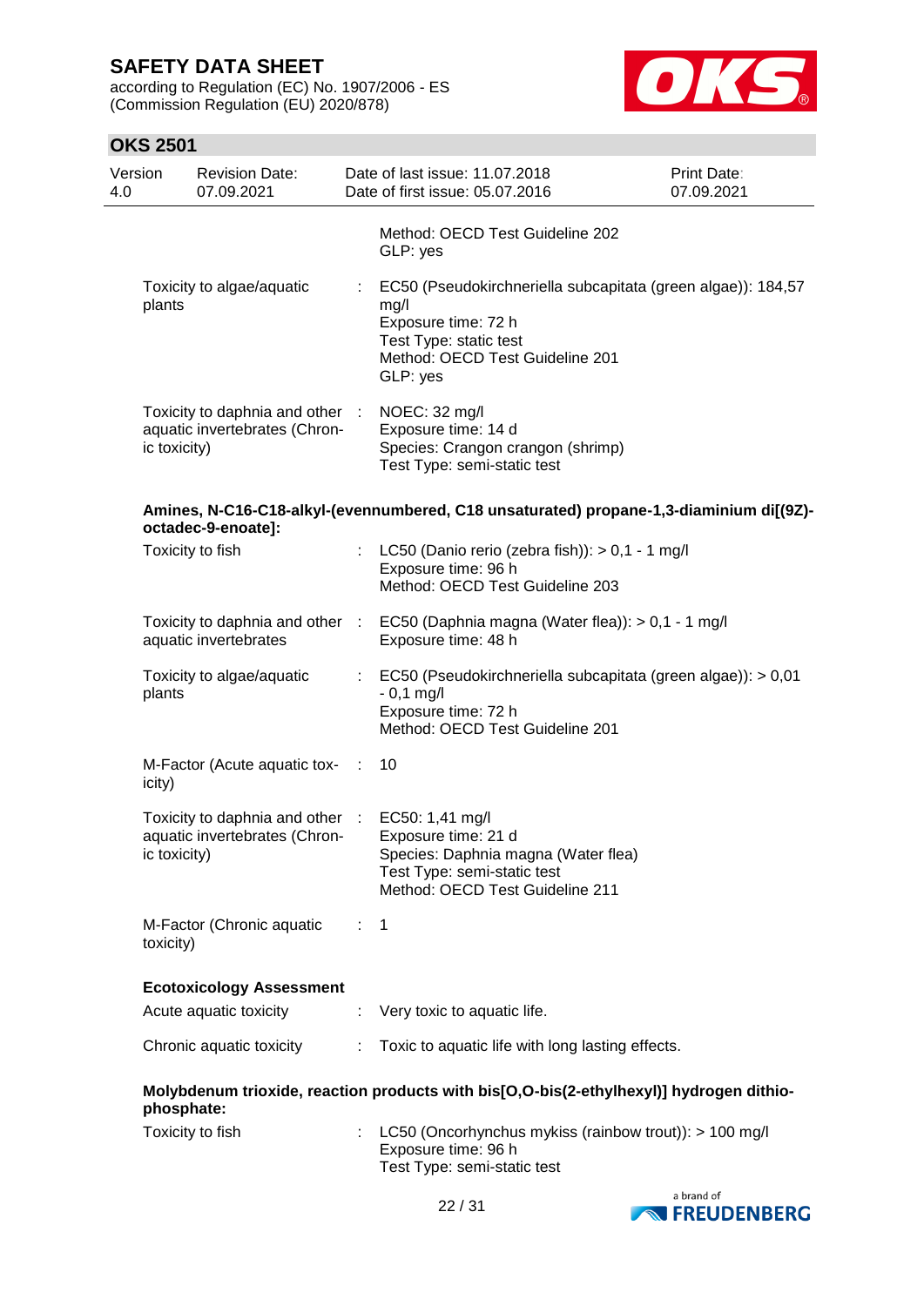| | | |
|---|---|---|
| | | Method: OECD Test Guideline 202<br>GLP: yes |
| Toxicity to algae/aquatic plants | : | EC50 (Pseudokirchneriella subcapitata (green algae)): 184,57 mg/l<br>Exposure time: 72 h<br>Test Type: static test<br>Method: OECD Test Guideline 201<br>GLP: yes |
| Toxicity to daphnia and other aquatic invertebrates (Chronic toxicity) | : | NOEC: 32 mg/l<br>Exposure time: 14 d<br>Species: Crangon crangon (shrimp)<br>Test Type: semi-static test |

**Amines, N-C16-C18-alkyl-(evennumbered, C18 unsaturated) propane-1,3-diaminium di[(9Z)-octadec-9-enoate]:**

| | | |
|---|---|---|
| Toxicity to fish | : | LC50 (Danio rerio (zebra fish)): > 0,1 - 1 mg/l<br>Exposure time: 96 h<br>Method: OECD Test Guideline 203 |
| Toxicity to daphnia and other aquatic invertebrates | : | EC50 (Daphnia magna (Water flea)): > 0,1 - 1 mg/l<br>Exposure time: 48 h |
| Toxicity to algae/aquatic plants | : | EC50 (Pseudokirchneriella subcapitata (green algae)): > 0,01 - 0,1 mg/l<br>Exposure time: 72 h<br>Method: OECD Test Guideline 201 |
| M-Factor (Acute aquatic toxicity) | : | 10 |
| Toxicity to daphnia and other aquatic invertebrates (Chronic toxicity) | : | EC50: 1,41 mg/l<br>Exposure time: 21 d<br>Species: Daphnia magna (Water flea)<br>Test Type: semi-static test<br>Method: OECD Test Guideline 211 |
| M-Factor (Chronic aquatic toxicity) | : | 1 |

**Ecotoxicology Assessment**

| | | |
|---|---|---|
| Acute aquatic toxicity | : | Very toxic to aquatic life. |
| Chronic aquatic toxicity | : | Toxic to aquatic life with long lasting effects. |

**Molybdenum trioxide, reaction products with bis[O,O-bis(2-ethylhexyl)] hydrogen dithiophosphate:**

| | | |
|---|---|---|
| Toxicity to fish | : | LC50 (Oncorhynchus mykiss (rainbow trout)): > 100 mg/l<br>Exposure time: 96 h<br>Test Type: semi-static test |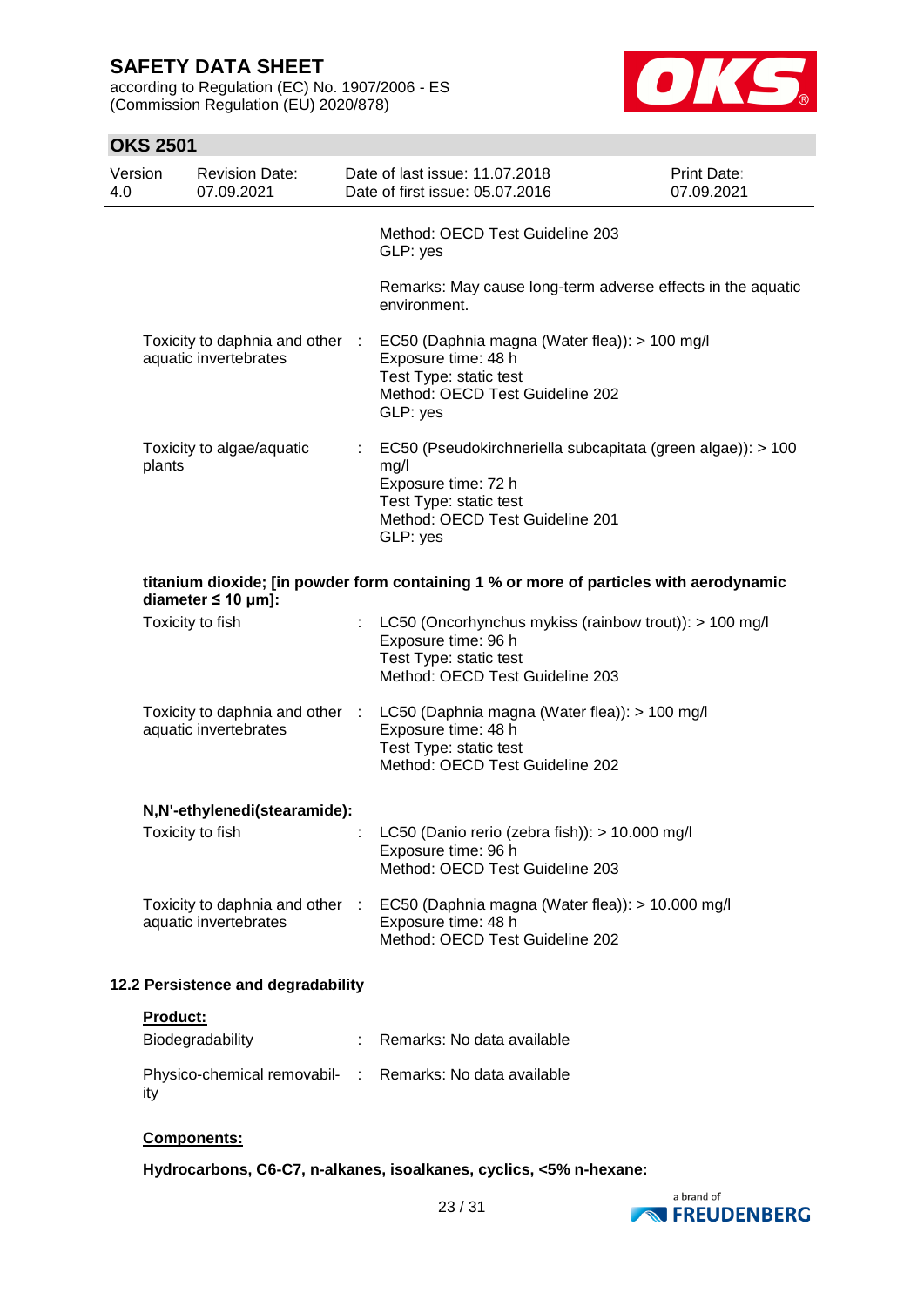Method: OECD Test Guideline 203
GLP: yes

Remarks: May cause long-term adverse effects in the aquatic environment.

Toxicity to daphnia and other aquatic invertebrates : EC50 (Daphnia magna (Water flea)): > 100 mg/l
Exposure time: 48 h
Test Type: static test
Method: OECD Test Guideline 202
GLP: yes

Toxicity to algae/aquatic plants : EC50 (Pseudokirchneriella subcapitata (green algae)): > 100 mg/l
Exposure time: 72 h
Test Type: static test
Method: OECD Test Guideline 201
GLP: yes

**titanium dioxide; [in powder form containing 1 % or more of particles with aerodynamic diameter ≤ 10 μm]:**

Toxicity to fish : LC50 (Oncorhynchus mykiss (rainbow trout)): > 100 mg/l
Exposure time: 96 h
Test Type: static test
Method: OECD Test Guideline 203

Toxicity to daphnia and other aquatic invertebrates : LC50 (Daphnia magna (Water flea)): > 100 mg/l
Exposure time: 48 h
Test Type: static test
Method: OECD Test Guideline 202

**N,N'-ethylenedi(stearamide):**

Toxicity to fish : LC50 (Danio rerio (zebra fish)): > 10.000 mg/l
Exposure time: 96 h
Method: OECD Test Guideline 203

Toxicity to daphnia and other aquatic invertebrates : EC50 (Daphnia magna (Water flea)): > 10.000 mg/l
Exposure time: 48 h
Method: OECD Test Guideline 202

**12.2 Persistence and degradability**

**Product:**

Biodegradability : Remarks: No data available

Physico-chemical removability : Remarks: No data available

**Components:**

**Hydrocarbons, C6-C7, n-alkanes, isoalkanes, cyclics, <5% n-hexane:**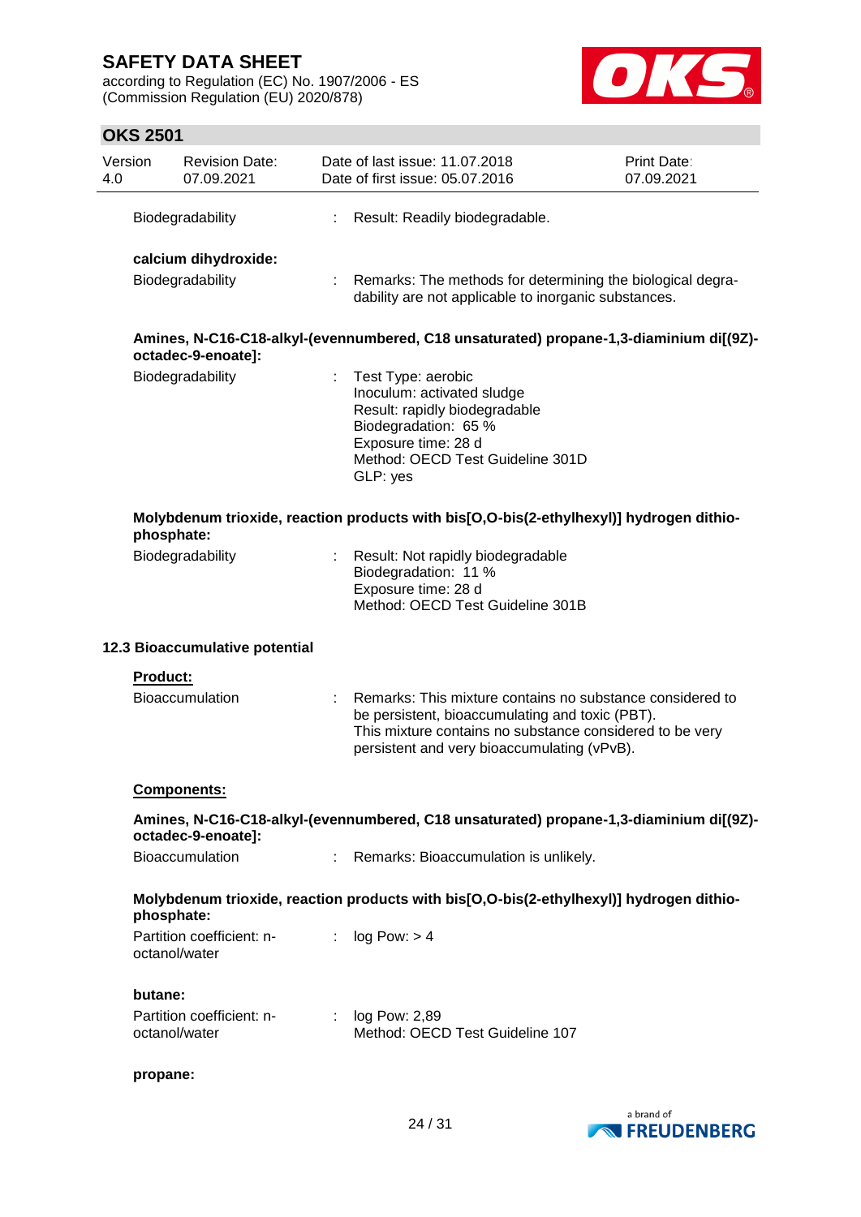| | | |
|---|---|---|
| Biodegradability | : | Result: Readily biodegradable. |

**calcium dihydroxide:**

| | | |
|---|---|---|
| Biodegradability | : | Remarks: The methods for determining the biological degradability are not applicable to inorganic substances. |

**Amines, N-C16-C18-alkyl-(evennumbered, C18 unsaturated) propane-1,3-diaminium di[(9Z)-octadec-9-enoate]:**

| | | |
|---|---|---|
| Biodegradability | : | Test Type: aerobic<br>Inoculum: activated sludge<br>Result: rapidly biodegradable<br>Biodegradation: 65 %<br>Exposure time: 28 d<br>Method: OECD Test Guideline 301D<br>GLP: yes |

**Molybdenum trioxide, reaction products with bis[O,O-bis(2-ethylhexyl)] hydrogen dithiophosphate:**

| | | |
|---|---|---|
| Biodegradability | : | Result: Not rapidly biodegradable<br>Biodegradation: 11 %<br>Exposure time: 28 d<br>Method: OECD Test Guideline 301B |

### 12.3 Bioaccumulative potential

**Product:**

| | | |
|---|---|---|
| Bioaccumulation | : | Remarks: This mixture contains no substance considered to be persistent, bioaccumulating and toxic (PBT).<br>This mixture contains no substance considered to be very persistent and very bioaccumulating (vPvB). |

**Components:**

**Amines, N-C16-C18-alkyl-(evennumbered, C18 unsaturated) propane-1,3-diaminium di[(9Z)-octadec-9-enoate]:**

| | | |
|---|---|---|
| Bioaccumulation | : | Remarks: Bioaccumulation is unlikely. |

**Molybdenum trioxide, reaction products with bis[O,O-bis(2-ethylhexyl)] hydrogen dithiophosphate:**

| | | |
|---|---|---|
| Partition coefficient: n-octanol/water | : | log Pow: > 4 |

**butane:**

| | | |
|---|---|---|
| Partition coefficient: n-octanol/water | : | log Pow: 2,89<br>Method: OECD Test Guideline 107 |

**propane:**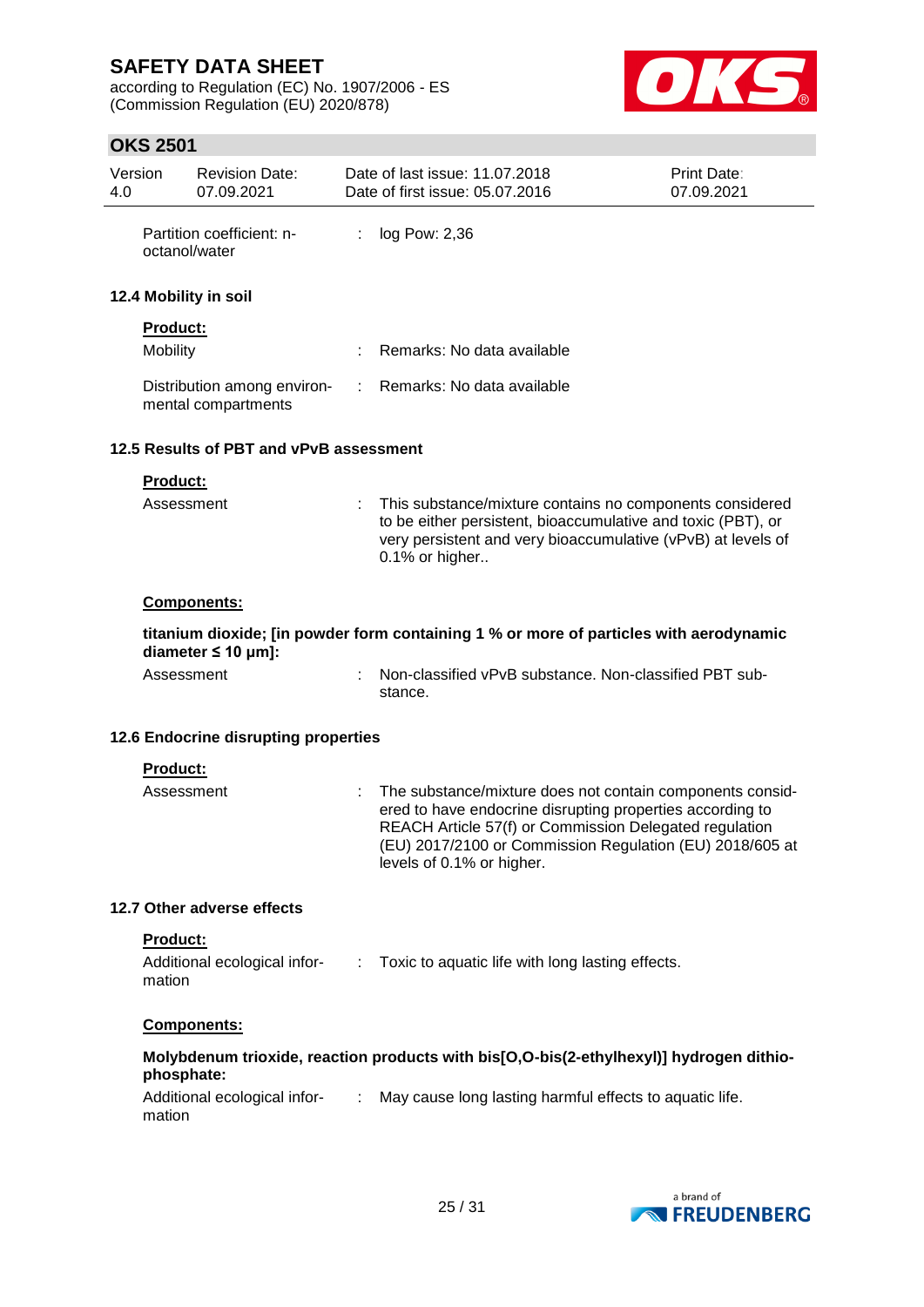Partition coefficient: n-octanol/water : log Pow: 2,36

### 12.4 Mobility in soil

**Product:**

| | |
|---|---|
| Mobility | : Remarks: No data available |
| Distribution among environmental compartments | : Remarks: No data available |

### 12.5 Results of PBT and vPvB assessment

**Product:**

Assessment : This substance/mixture contains no components considered to be either persistent, bioaccumulative and toxic (PBT), or very persistent and very bioaccumulative (vPvB) at levels of 0.1% or higher..

**Components:**

**titanium dioxide; [in powder form containing 1 % or more of particles with aerodynamic diameter ≤ 10 μm]:**

Assessment : Non-classified vPvB substance. Non-classified PBT substance.

### 12.6 Endocrine disrupting properties

**Product:**

Assessment : The substance/mixture does not contain components considered to have endocrine disrupting properties according to REACH Article 57(f) or Commission Delegated regulation (EU) 2017/2100 or Commission Regulation (EU) 2018/605 at levels of 0.1% or higher.

### 12.7 Other adverse effects

**Product:**

Additional ecological information : Toxic to aquatic life with long lasting effects.

**Components:**

**Molybdenum trioxide, reaction products with bis[O,O-bis(2-ethylhexyl)] hydrogen dithiophosphate:**

Additional ecological information : May cause long lasting harmful effects to aquatic life.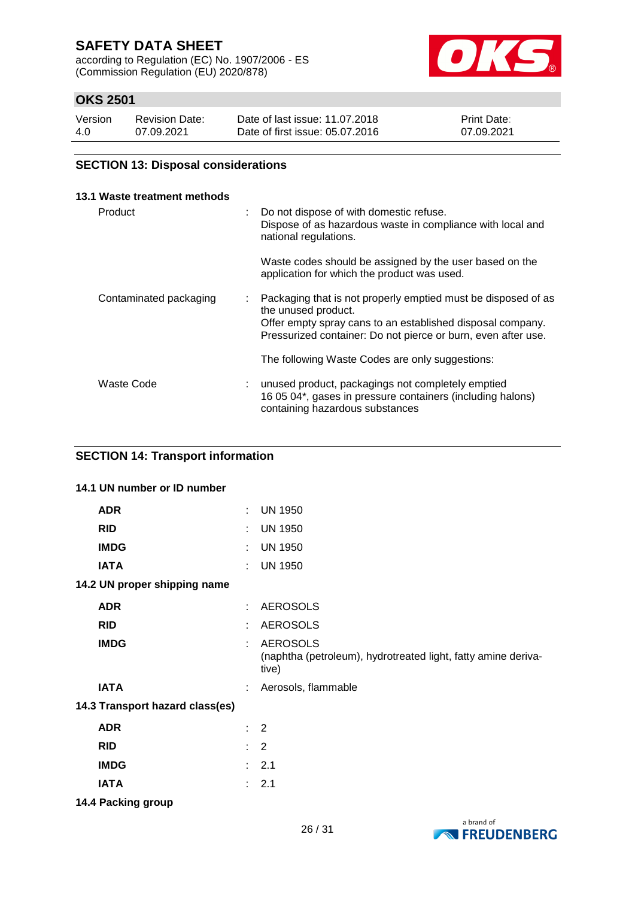## SECTION 13: Disposal considerations

### 13.1 Waste treatment methods

| | |
|---|---|
| Product | : Do not dispose of with domestic refuse.<br>Dispose of as hazardous waste in compliance with local and national regulations.<br><br>Waste codes should be assigned by the user based on the application for which the product was used. |
| Contaminated packaging | : Packaging that is not properly emptied must be disposed of as the unused product.<br>Offer empty spray cans to an established disposal company.<br>Pressurized container: Do not pierce or burn, even after use.<br><br>The following Waste Codes are only suggestions: |
| Waste Code | : unused product, packagings not completely emptied<br>16 05 04*, gases in pressure containers (including halons) containing hazardous substances |

## SECTION 14: Transport information

### 14.1 UN number or ID number

| | |
|---|---|
| **ADR** | : UN 1950 |
| **RID** | : UN 1950 |
| **IMDG** | : UN 1950 |
| **IATA** | : UN 1950 |

### 14.2 UN proper shipping name

| | |
|---|---|
| **ADR** | : AEROSOLS |
| **RID** | : AEROSOLS |
| **IMDG** | : AEROSOLS<br>(naphtha (petroleum), hydrotreated light, fatty amine derivative) |
| **IATA** | : Aerosols, flammable |

### 14.3 Transport hazard class(es)

| | |
|---|---|
| **ADR** | : 2 |
| **RID** | : 2 |
| **IMDG** | : 2.1 |
| **IATA** | : 2.1 |

### 14.4 Packing group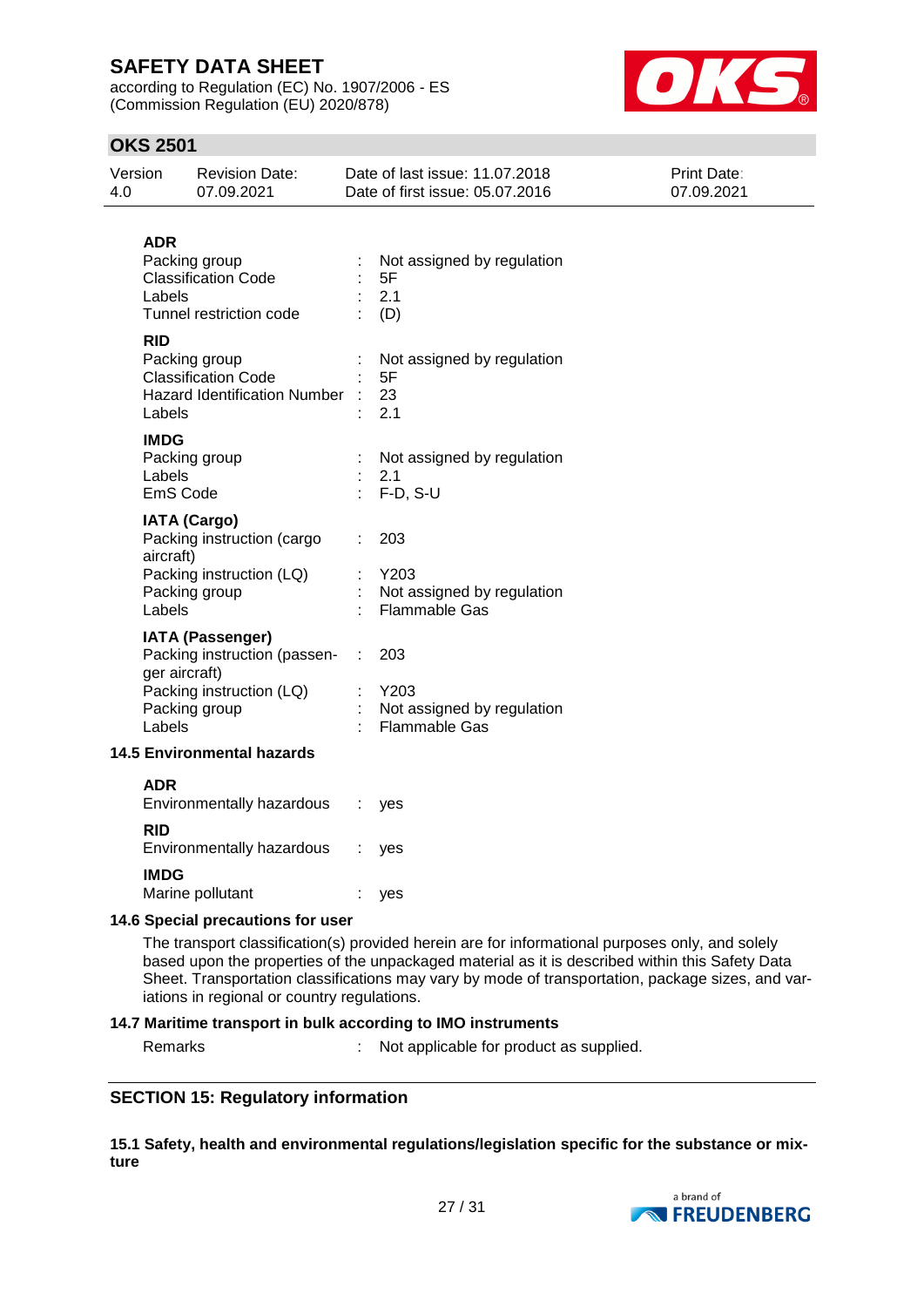**ADR**

| | | |
|---|---|---|
| Packing group | : | Not assigned by regulation |
| Classification Code | : | 5F |
| Labels | : | 2.1 |
| Tunnel restriction code | : | (D) |

**RID**

| | | |
|---|---|---|
| Packing group | : | Not assigned by regulation |
| Classification Code | : | 5F |
| Hazard Identification Number | : | 23 |
| Labels | : | 2.1 |

**IMDG**

| | | |
|---|---|---|
| Packing group | : | Not assigned by regulation |
| Labels | : | 2.1 |
| EmS Code | : | F-D, S-U |

**IATA (Cargo)**

| | | |
|---|---|---|
| Packing instruction (cargo aircraft) | : | 203 |
| Packing instruction (LQ) | : | Y203 |
| Packing group | : | Not assigned by regulation |
| Labels | : | Flammable Gas |

**IATA (Passenger)**

| | | |
|---|---|---|
| Packing instruction (passenger aircraft) | : | 203 |
| Packing instruction (LQ) | : | Y203 |
| Packing group | : | Not assigned by regulation |
| Labels | : | Flammable Gas |

### 14.5 Environmental hazards

**ADR**

Environmentally hazardous : yes

**RID**

Environmentally hazardous : yes

**IMDG**

Marine pollutant : yes

### 14.6 Special precautions for user

The transport classification(s) provided herein are for informational purposes only, and solely based upon the properties of the unpackaged material as it is described within this Safety Data Sheet. Transportation classifications may vary by mode of transportation, package sizes, and variations in regional or country regulations.

### 14.7 Maritime transport in bulk according to IMO instruments

Remarks : Not applicable for product as supplied.

## SECTION 15: Regulatory information

### 15.1 Safety, health and environmental regulations/legislation specific for the substance or mixture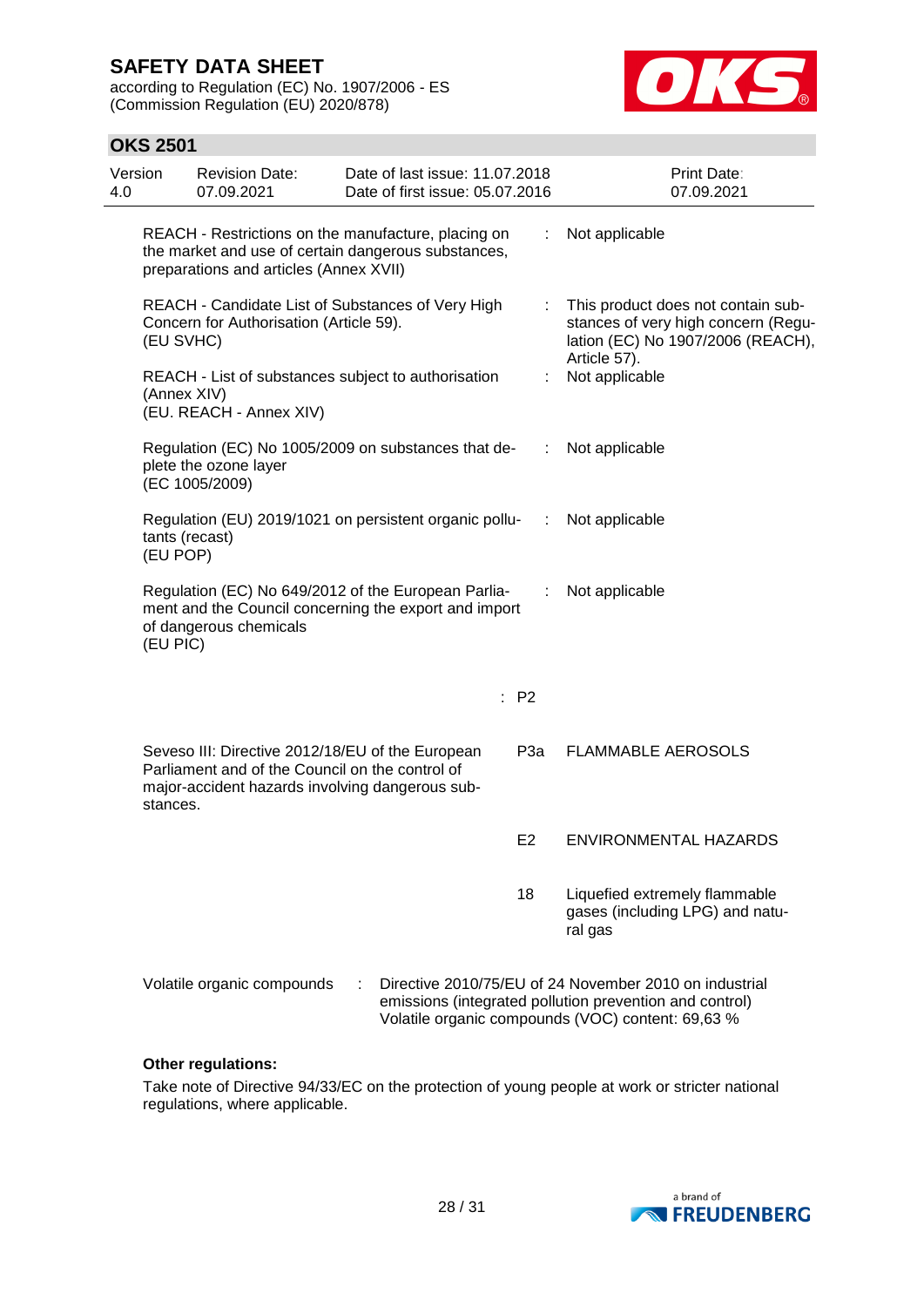| | | |
|---|---|---|
| REACH - Restrictions on the manufacture, placing on the market and use of certain dangerous substances, preparations and articles (Annex XVII) | : | Not applicable |
| REACH - Candidate List of Substances of Very High Concern for Authorisation (Article 59). (EU SVHC) | : | This product does not contain substances of very high concern (Regulation (EC) No 1907/2006 (REACH), Article 57). |
| REACH - List of substances subject to authorisation (Annex XIV) (EU. REACH - Annex XIV) | : | Not applicable |
| Regulation (EC) No 1005/2009 on substances that deplete the ozone layer (EC 1005/2009) | : | Not applicable |
| Regulation (EU) 2019/1021 on persistent organic pollutants (recast) (EU POP) | : | Not applicable |
| Regulation (EC) No 649/2012 of the European Parliament and the Council concerning the export and import of dangerous chemicals (EU PIC) | : | Not applicable |

| | | |
|---|---|---|
| | : P2 | |
| Seveso III: Directive 2012/18/EU of the European Parliament and of the Council on the control of major-accident hazards involving dangerous substances. | P3a | FLAMMABLE AEROSOLS |
| | E2 | ENVIRONMENTAL HAZARDS |
| | 18 | Liquefied extremely flammable gases (including LPG) and natural gas |

Volatile organic compounds : Directive 2010/75/EU of 24 November 2010 on industrial emissions (integrated pollution prevention and control) Volatile organic compounds (VOC) content: 69,63 %

**Other regulations:**

Take note of Directive 94/33/EC on the protection of young people at work or stricter national regulations, where applicable.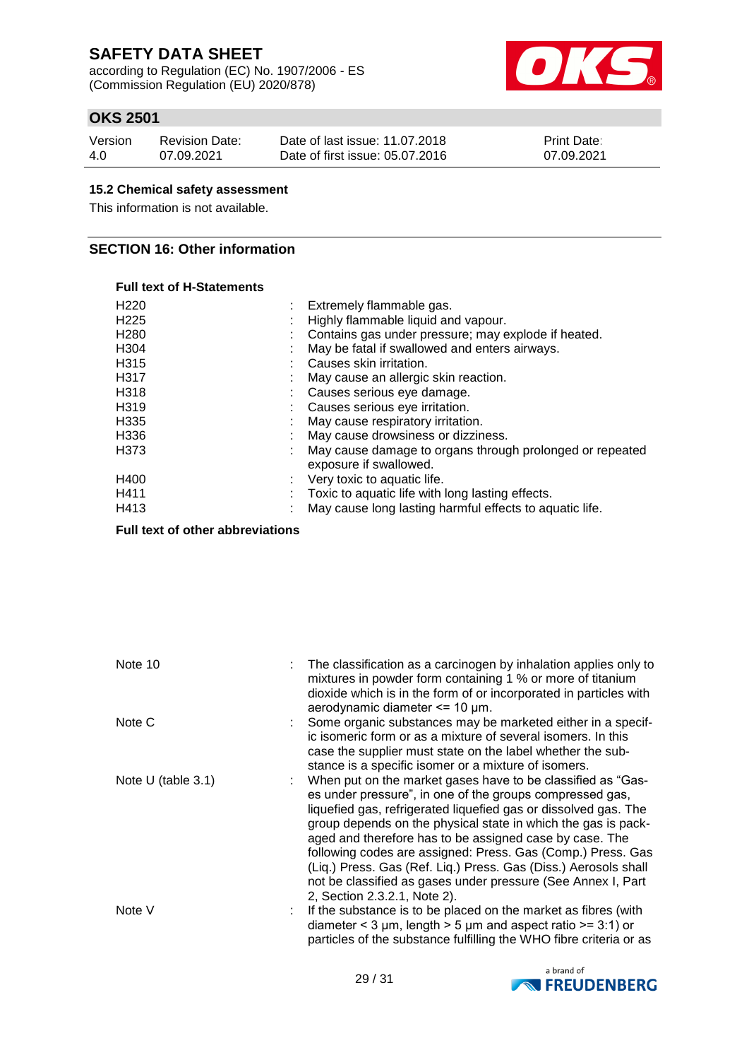### 15.2 Chemical safety assessment

This information is not available.

## SECTION 16: Other information

**Full text of H-Statements**

| | |
|---|---|
| H220 | Extremely flammable gas. |
| H225 | Highly flammable liquid and vapour. |
| H280 | Contains gas under pressure; may explode if heated. |
| H304 | May be fatal if swallowed and enters airways. |
| H315 | Causes skin irritation. |
| H317 | May cause an allergic skin reaction. |
| H318 | Causes serious eye damage. |
| H319 | Causes serious eye irritation. |
| H335 | May cause respiratory irritation. |
| H336 | May cause drowsiness or dizziness. |
| H373 | May cause damage to organs through prolonged or repeated exposure if swallowed. |
| H400 | Very toxic to aquatic life. |
| H411 | Toxic to aquatic life with long lasting effects. |
| H413 | May cause long lasting harmful effects to aquatic life. |

**Full text of other abbreviations**

| | |
|---|---|
| Note 10 | The classification as a carcinogen by inhalation applies only to mixtures in powder form containing 1 % or more of titanium dioxide which is in the form of or incorporated in particles with aerodynamic diameter <= 10 µm. |
| Note C | Some organic substances may be marketed either in a specific isomeric form or as a mixture of several isomers. In this case the supplier must state on the label whether the substance is a specific isomer or a mixture of isomers. |
| Note U (table 3.1) | When put on the market gases have to be classified as "Gases under pressure", in one of the groups compressed gas, liquefied gas, refrigerated liquefied gas or dissolved gas. The group depends on the physical state in which the gas is packaged and therefore has to be assigned case by case. The following codes are assigned: Press. Gas (Comp.) Press. Gas (Liq.) Press. Gas (Ref. Liq.) Press. Gas (Diss.) Aerosols shall not be classified as gases under pressure (See Annex I, Part 2, Section 2.3.2.1, Note 2). |
| Note V | If the substance is to be placed on the market as fibres (with diameter < 3 µm, length > 5 µm and aspect ratio >= 3:1) or particles of the substance fulfilling the WHO fibre criteria or as |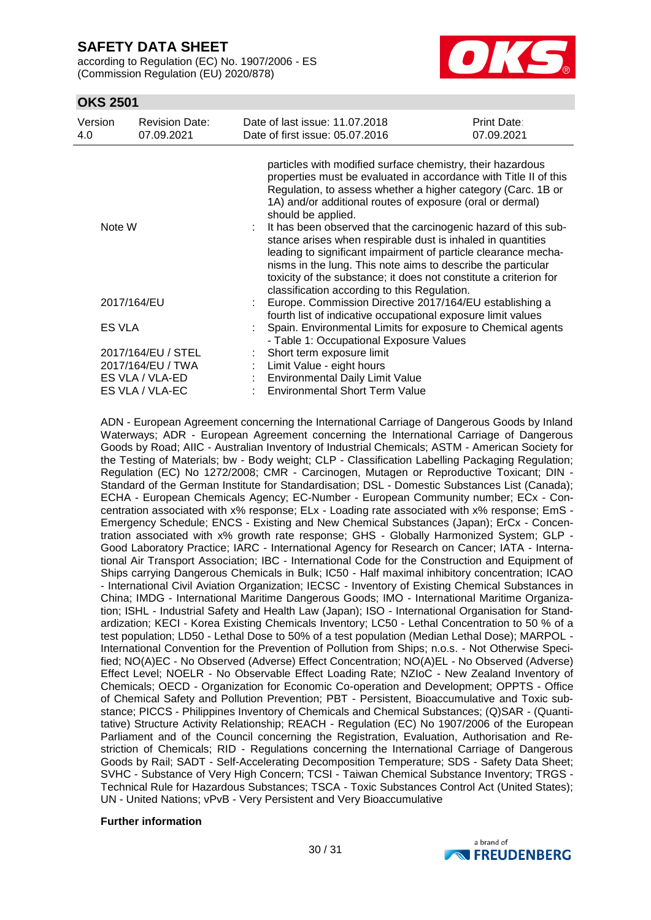particles with modified surface chemistry, their hazardous properties must be evaluated in accordance with Title II of this Regulation, to assess whether a higher category (Carc. 1B or 1A) and/or additional routes of exposure (oral or dermal) should be applied.

| | | |
|---|---|---|
| Note W | : | It has been observed that the carcinogenic hazard of this substance arises when respirable dust is inhaled in quantities leading to significant impairment of particle clearance mechanisms in the lung. This note aims to describe the particular toxicity of the substance; it does not constitute a criterion for classification according to this Regulation. |
| 2017/164/EU | : | Europe. Commission Directive 2017/164/EU establishing a fourth list of indicative occupational exposure limit values |
| ES VLA | : | Spain. Environmental Limits for exposure to Chemical agents - Table 1: Occupational Exposure Values |
| 2017/164/EU / STEL | : | Short term exposure limit |
| 2017/164/EU / TWA | : | Limit Value - eight hours |
| ES VLA / VLA-ED | : | Environmental Daily Limit Value |
| ES VLA / VLA-EC | : | Environmental Short Term Value |

ADN - European Agreement concerning the International Carriage of Dangerous Goods by Inland Waterways; ADR - European Agreement concerning the International Carriage of Dangerous Goods by Road; AIIC - Australian Inventory of Industrial Chemicals; ASTM - American Society for the Testing of Materials; bw - Body weight; CLP - Classification Labelling Packaging Regulation; Regulation (EC) No 1272/2008; CMR - Carcinogen, Mutagen or Reproductive Toxicant; DIN - Standard of the German Institute for Standardisation; DSL - Domestic Substances List (Canada); ECHA - European Chemicals Agency; EC-Number - European Community number; ECx - Concentration associated with x% response; ELx - Loading rate associated with x% response; EmS - Emergency Schedule; ENCS - Existing and New Chemical Substances (Japan); ErCx - Concentration associated with x% growth rate response; GHS - Globally Harmonized System; GLP - Good Laboratory Practice; IARC - International Agency for Research on Cancer; IATA - International Air Transport Association; IBC - International Code for the Construction and Equipment of Ships carrying Dangerous Chemicals in Bulk; IC50 - Half maximal inhibitory concentration; ICAO - International Civil Aviation Organization; IECSC - Inventory of Existing Chemical Substances in China; IMDG - International Maritime Dangerous Goods; IMO - International Maritime Organization; ISHL - Industrial Safety and Health Law (Japan); ISO - International Organisation for Standardization; KECI - Korea Existing Chemicals Inventory; LC50 - Lethal Concentration to 50 % of a test population; LD50 - Lethal Dose to 50% of a test population (Median Lethal Dose); MARPOL - International Convention for the Prevention of Pollution from Ships; n.o.s. - Not Otherwise Specified; NO(A)EC - No Observed (Adverse) Effect Concentration; NO(A)EL - No Observed (Adverse) Effect Level; NOELR - No Observable Effect Loading Rate; NZIoC - New Zealand Inventory of Chemicals; OECD - Organization for Economic Co-operation and Development; OPPTS - Office of Chemical Safety and Pollution Prevention; PBT - Persistent, Bioaccumulative and Toxic substance; PICCS - Philippines Inventory of Chemicals and Chemical Substances; (Q)SAR - (Quantitative) Structure Activity Relationship; REACH - Regulation (EC) No 1907/2006 of the European Parliament and of the Council concerning the Registration, Evaluation, Authorisation and Restriction of Chemicals; RID - Regulations concerning the International Carriage of Dangerous Goods by Rail; SADT - Self-Accelerating Decomposition Temperature; SDS - Safety Data Sheet; SVHC - Substance of Very High Concern; TCSI - Taiwan Chemical Substance Inventory; TRGS - Technical Rule for Hazardous Substances; TSCA - Toxic Substances Control Act (United States); UN - United Nations; vPvB - Very Persistent and Very Bioaccumulative

**Further information**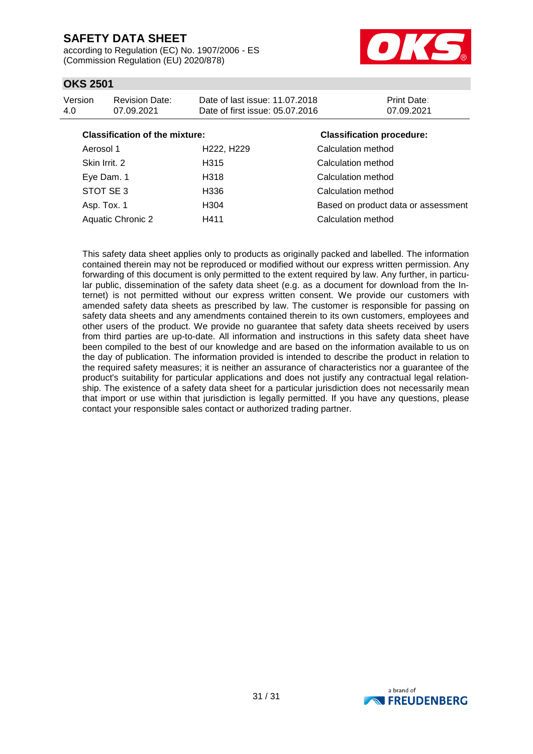**Classification of the mixture:** | **Classification procedure:**

| | | |
|---|---|---|
| Aerosol 1 | H222, H229 | Calculation method |
| Skin Irrit. 2 | H315 | Calculation method |
| Eye Dam. 1 | H318 | Calculation method |
| STOT SE 3 | H336 | Calculation method |
| Asp. Tox. 1 | H304 | Based on product data or assessment |
| Aquatic Chronic 2 | H411 | Calculation method |

This safety data sheet applies only to products as originally packed and labelled. The information contained therein may not be reproduced or modified without our express written permission. Any forwarding of this document is only permitted to the extent required by law. Any further, in particular public, dissemination of the safety data sheet (e.g. as a document for download from the Internet) is not permitted without our express written consent. We provide our customers with amended safety data sheets as prescribed by law. The customer is responsible for passing on safety data sheets and any amendments contained therein to its own customers, employees and other users of the product. We provide no guarantee that safety data sheets received by users from third parties are up-to-date. All information and instructions in this safety data sheet have been compiled to the best of our knowledge and are based on the information available to us on the day of publication. The information provided is intended to describe the product in relation to the required safety measures; it is neither an assurance of characteristics nor a guarantee of the product's suitability for particular applications and does not justify any contractual legal relationship. The existence of a safety data sheet for a particular jurisdiction does not necessarily mean that import or use within that jurisdiction is legally permitted. If you have any questions, please contact your responsible sales contact or authorized trading partner.